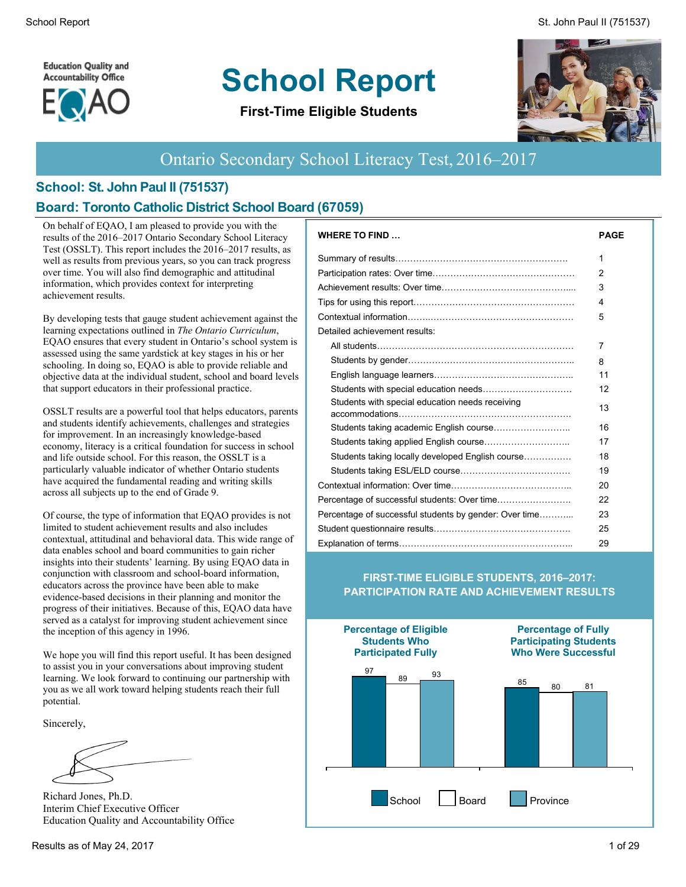Education Quality and Accountability Office

EQAO

# School Report

**First-Time Eligible Students**

## Ontario Secondary School Literacy Test, 2016–2017

### School: St. John Paul II (751537)

### Board: Toronto Catholic District School Board (67059)

On behalf of EQAO, I am pleased to provide you with the results of the 2016–2017 Ontario Secondary School Literacy Test (OSSLT). This report includes the 2016–2017 results, as well as results from previous years, so you can track progress over time. You will also find demographic and attitudinal information, which provides context for interpreting achievement results.

By developing tests that gauge student achievement against the learning expectations outlined in *The Ontario Curriculum*, EQAO ensures that every student in Ontario's school system is assessed using the same yardstick at key stages in his or her schooling. In doing so, EQAO is able to provide reliable and objective data at the individual student, school and board levels that support educators in their professional practice.

OSSLT results are a powerful tool that helps educators, parents and students identify achievements, challenges and strategies for improvement. In an increasingly knowledge-based economy, literacy is a critical foundation for success in school and life outside school. For this reason, the OSSLT is a particularly valuable indicator of whether Ontario students have acquired the fundamental reading and writing skills across all subjects up to the end of Grade 9.

Of course, the type of information that EQAO provides is not limited to student achievement results and also includes contextual, attitudinal and behavioral data. This wide range of data enables school and board communities to gain richer insights into their students' learning. By using EQAO data in conjunction with classroom and school-board information, educators across the province have been able to make evidence-based decisions in their planning and monitor the progress of their initiatives. Because of this, EQAO data have served as a catalyst for improving student achievement since the inception of this agency in 1996.

We hope you will find this report useful. It has been designed to assist you in your conversations about improving student learning. We look forward to continuing our partnership with you as we all work toward helping students reach their full potential.

Sincerely,

Richard Jones, Ph.D.
Interim Chief Executive Officer
Education Quality and Accountability Office

| WHERE TO FIND … | PAGE |
|---|---|
| Summary of results | 1 |
| Participation rates: Over time | 2 |
| Achievement results: Over time | 3 |
| Tips for using this report | 4 |
| Contextual information | 5 |
| Detailed achievement results: | |
| All students | 7 |
| Students by gender | 8 |
| English language learners | 11 |
| Students with special education needs | 12 |
| Students with special education needs receiving accommodations | 13 |
| Students taking academic English course | 16 |
| Students taking applied English course | 17 |
| Students taking locally developed English course | 18 |
| Students taking ESL/ELD course | 19 |
| Contextual information: Over time | 20 |
| Percentage of successful students: Over time | 22 |
| Percentage of successful students by gender: Over time | 23 |
| Student questionnaire results | 25 |
| Explanation of terms | 29 |

**FIRST-TIME ELIGIBLE STUDENTS, 2016–2017: PARTICIPATION RATE AND ACHIEVEMENT RESULTS**

| | School | Board | Province |
|---|---|---|---|
| Percentage of Eligible Students Who Participated Fully | 97 | 89 | 93 |
| Percentage of Fully Participating Students Who Were Successful | 85 | 80 | 81 |

Results as of May 24, 2017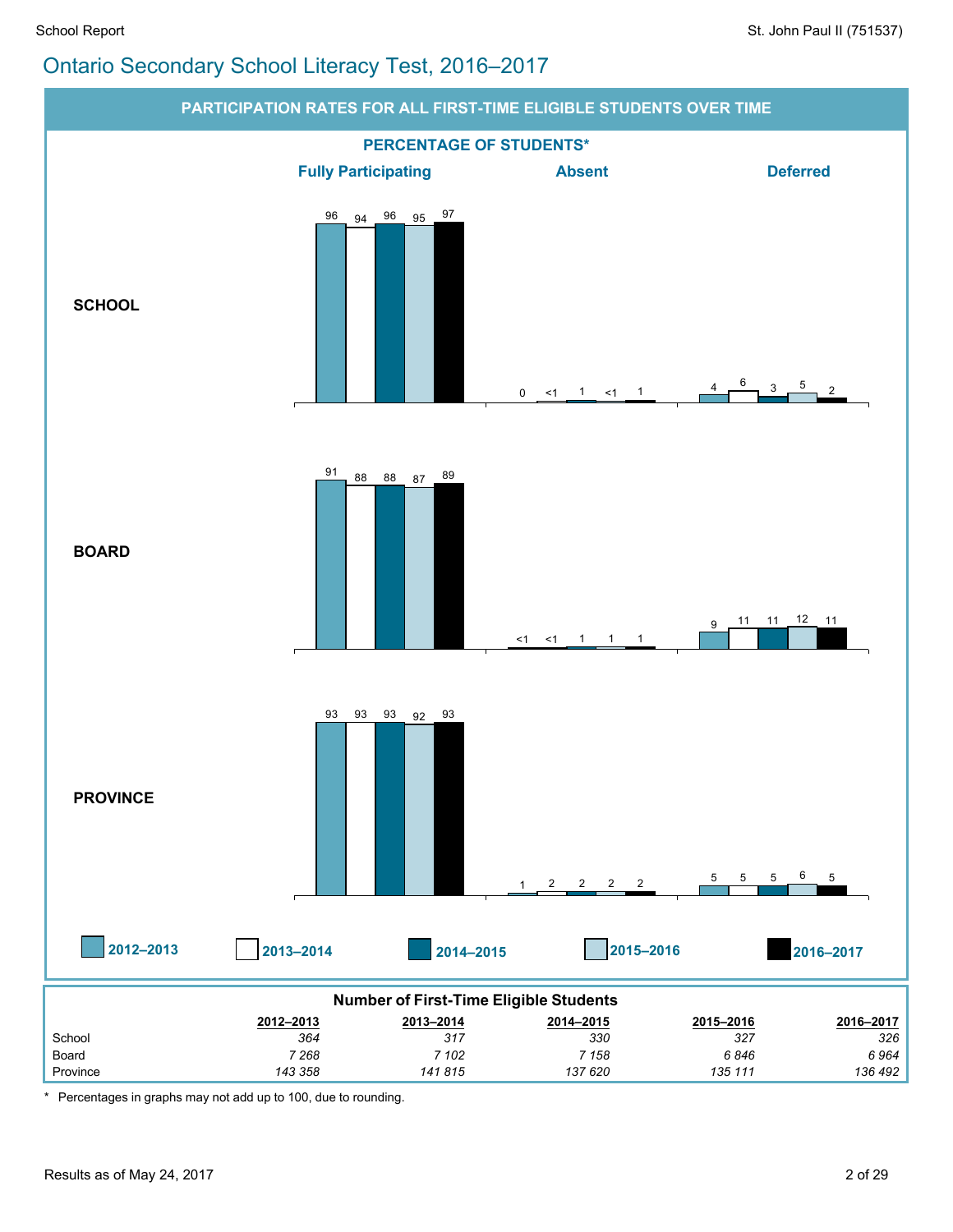# Ontario Secondary School Literacy Test, 2016–2017

## PARTICIPATION RATES FOR ALL FIRST-TIME ELIGIBLE STUDENTS OVER TIME

### PERCENTAGE OF STUDENTS*

| | | 2012–2013 | 2013–2014 | 2014–2015 | 2015–2016 | 2016–2017 |
|---|---|---|---|---|---|---|
| SCHOOL | Fully Participating | 96 | 94 | 96 | 95 | 97 |
| | Absent | 0 | <1 | 1 | <1 | 1 |
| | Deferred | 4 | 6 | 3 | 5 | 2 |
| BOARD | Fully Participating | 91 | 88 | 88 | 87 | 89 |
| | Absent | <1 | <1 | 1 | 1 | 1 |
| | Deferred | 9 | 11 | 11 | 12 | 11 |
| PROVINCE | Fully Participating | 93 | 93 | 93 | 92 | 93 |
| | Absent | 1 | 2 | 2 | 2 | 2 |
| | Deferred | 5 | 5 | 5 | 6 | 5 |

### Number of First-Time Eligible Students

| | 2012–2013 | 2013–2014 | 2014–2015 | 2015–2016 | 2016–2017 |
|---|---|---|---|---|---|
| School | 364 | 317 | 330 | 327 | 326 |
| Board | 7 268 | 7 102 | 7 158 | 6 846 | 6 964 |
| Province | 143 358 | 141 815 | 137 620 | 135 111 | 136 492 |

* Percentages in graphs may not add up to 100, due to rounding.

Results as of May 24, 2017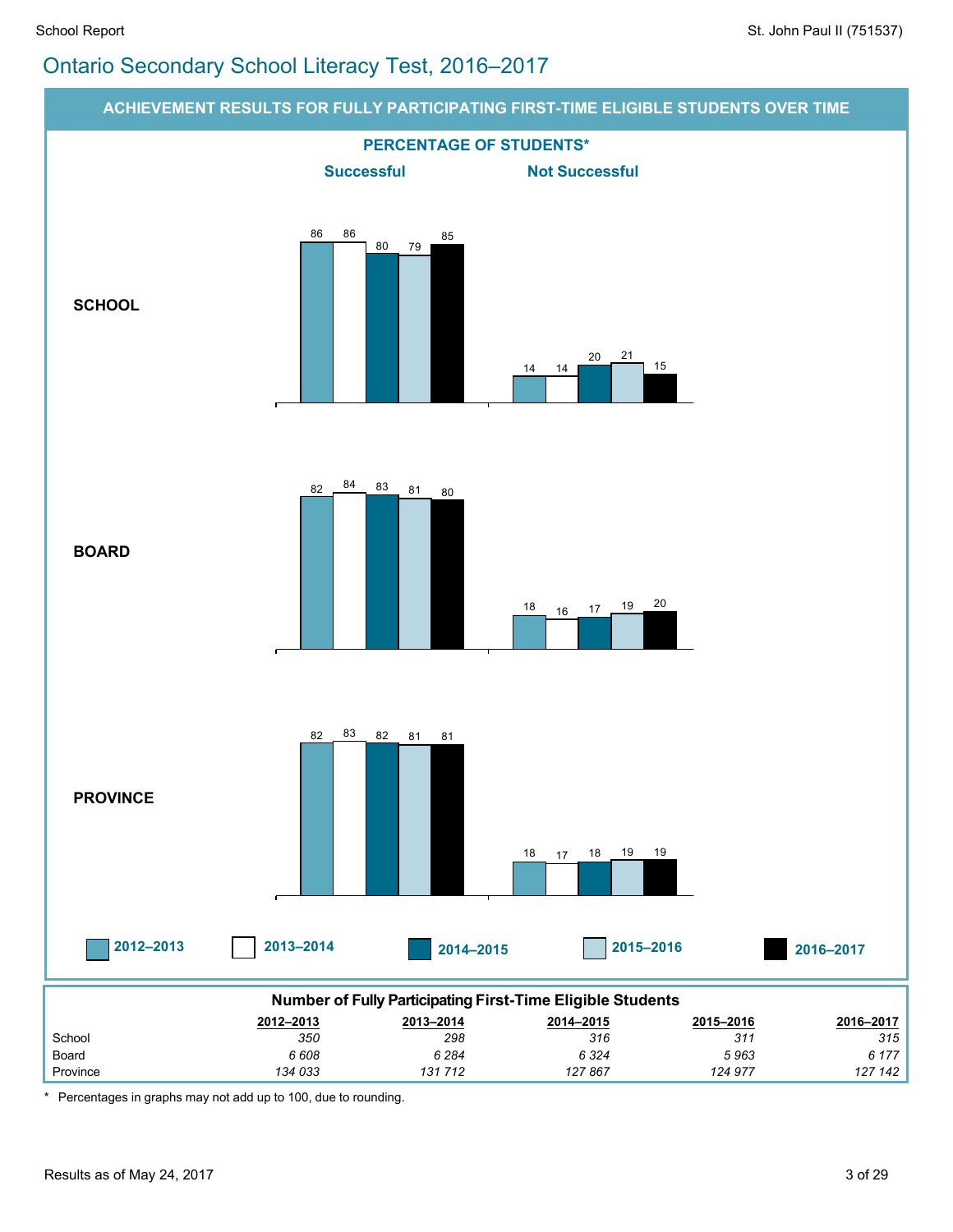# Ontario Secondary School Literacy Test, 2016–2017

## ACHIEVEMENT RESULTS FOR FULLY PARTICIPATING FIRST-TIME ELIGIBLE STUDENTS OVER TIME

### PERCENTAGE OF STUDENTS*

| | | Successful | Not Successful |
|---|---|---|---|
| SCHOOL | 2012–2013 | 86 | 14 |
| | 2013–2014 | 86 | 14 |
| | 2014–2015 | 80 | 20 |
| | 2015–2016 | 79 | 21 |
| | 2016–2017 | 85 | 15 |
| BOARD | 2012–2013 | 82 | 18 |
| | 2013–2014 | 84 | 16 |
| | 2014–2015 | 83 | 17 |
| | 2015–2016 | 81 | 19 |
| | 2016–2017 | 80 | 20 |
| PROVINCE | 2012–2013 | 82 | 18 |
| | 2013–2014 | 83 | 17 |
| | 2014–2015 | 82 | 18 |
| | 2015–2016 | 81 | 19 |
| | 2016–2017 | 81 | 19 |

### Number of Fully Participating First-Time Eligible Students

| | 2012–2013 | 2013–2014 | 2014–2015 | 2015–2016 | 2016–2017 |
|---|---|---|---|---|---|
| School | *350* | *298* | *316* | *311* | *315* |
| Board | *6 608* | *6 284* | *6 324* | *5 963* | *6 177* |
| Province | *134 033* | *131 712* | *127 867* | *124 977* | *127 142* |

\* Percentages in graphs may not add up to 100, due to rounding.

Results as of May 24, 2017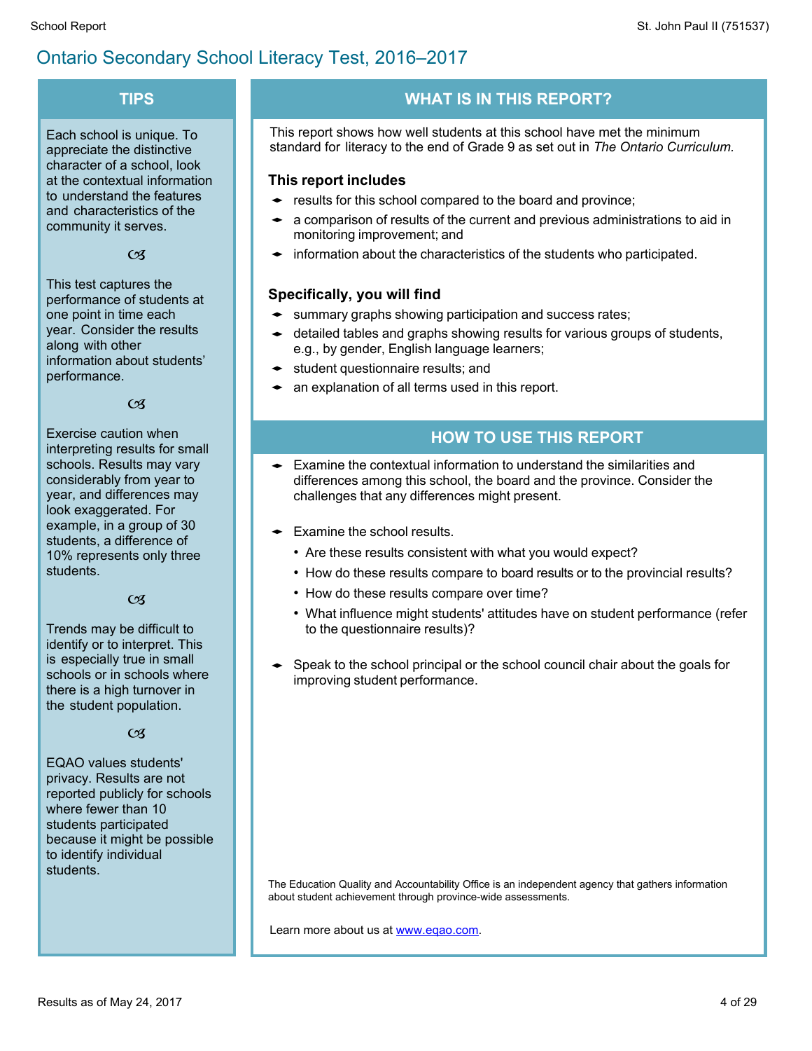# Ontario Secondary School Literacy Test, 2016–2017

## TIPS

Each school is unique. To appreciate the distinctive character of a school, look at the contextual information to understand the features and characteristics of the community it serves.

This test captures the performance of students at one point in time each year. Consider the results along with other information about students' performance.

Exercise caution when interpreting results for small schools. Results may vary considerably from year to year, and differences may look exaggerated. For example, in a group of 30 students, a difference of 10% represents only three students.

Trends may be difficult to identify or to interpret. This is especially true in small schools or in schools where there is a high turnover in the student population.

EQAO values students' privacy. Results are not reported publicly for schools where fewer than 10 students participated because it might be possible to identify individual students.

## WHAT IS IN THIS REPORT?

This report shows how well students at this school have met the minimum standard for literacy to the end of Grade 9 as set out in *The Ontario Curriculum.*

### This report includes

- results for this school compared to the board and province;
- a comparison of results of the current and previous administrations to aid in monitoring improvement; and
- information about the characteristics of the students who participated.

### Specifically, you will find

- summary graphs showing participation and success rates;
- detailed tables and graphs showing results for various groups of students, e.g., by gender, English language learners;
- student questionnaire results; and
- an explanation of all terms used in this report.

## HOW TO USE THIS REPORT

- Examine the contextual information to understand the similarities and differences among this school, the board and the province. Consider the challenges that any differences might present.
- Examine the school results.
  - Are these results consistent with what you would expect?
  - How do these results compare to board results or to the provincial results?
  - How do these results compare over time?
  - What influence might students' attitudes have on student performance (refer to the questionnaire results)?
- Speak to the school principal or the school council chair about the goals for improving student performance.

The Education Quality and Accountability Office is an independent agency that gathers information about student achievement through province-wide assessments.

Learn more about us at [www.eqao.com](http://www.eqao.com).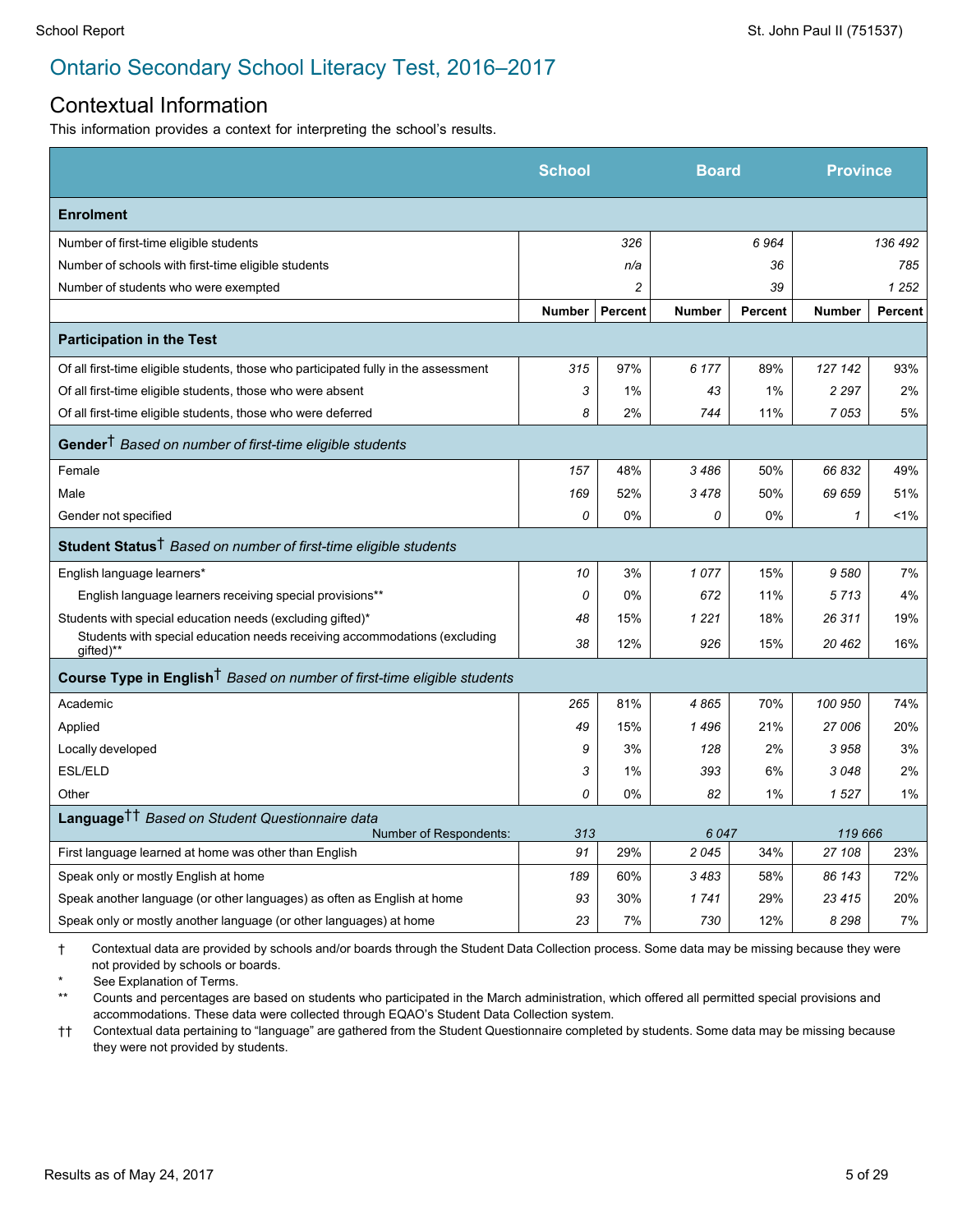# Ontario Secondary School Literacy Test, 2016–2017

## Contextual Information

This information provides a context for interpreting the school's results.

| | School | | Board | | Province | |
|---|---|---|---|---|---|---|
| **Enrolment** | | | | | | |
| Number of first-time eligible students | | 326 | | 6 964 | | 136 492 |
| Number of schools with first-time eligible students | | n/a | | 36 | | 785 |
| Number of students who were exempted | | 2 | | 39 | | 1 252 |
| | **Number** | **Percent** | **Number** | **Percent** | **Number** | **Percent** |
| **Participation in the Test** | | | | | | |
| Of all first-time eligible students, those who participated fully in the assessment | 315 | 97% | 6 177 | 89% | 127 142 | 93% |
| Of all first-time eligible students, those who were absent | 3 | 1% | 43 | 1% | 2 297 | 2% |
| Of all first-time eligible students, those who were deferred | 8 | 2% | 744 | 11% | 7 053 | 5% |
| **Gender**† *Based on number of first-time eligible students* | | | | | | |
| Female | 157 | 48% | 3 486 | 50% | 66 832 | 49% |
| Male | 169 | 52% | 3 478 | 50% | 69 659 | 51% |
| Gender not specified | 0 | 0% | 0 | 0% | 1 | <1% |
| **Student Status**† *Based on number of first-time eligible students* | | | | | | |
| English language learners* | 10 | 3% | 1 077 | 15% | 9 580 | 7% |
| English language learners receiving special provisions** | 0 | 0% | 672 | 11% | 5 713 | 4% |
| Students with special education needs (excluding gifted)* | 48 | 15% | 1 221 | 18% | 26 311 | 19% |
| Students with special education needs receiving accommodations (excluding gifted)** | 38 | 12% | 926 | 15% | 20 462 | 16% |
| **Course Type in English**† *Based on number of first-time eligible students* | | | | | | |
| Academic | 265 | 81% | 4 865 | 70% | 100 950 | 74% |
| Applied | 49 | 15% | 1 496 | 21% | 27 006 | 20% |
| Locally developed | 9 | 3% | 128 | 2% | 3 958 | 3% |
| ESL/ELD | 3 | 1% | 393 | 6% | 3 048 | 2% |
| Other | 0 | 0% | 82 | 1% | 1 527 | 1% |
| **Language**†† *Based on Student Questionnaire data* — Number of Respondents: | 313 | | 6 047 | | 119 666 | |
| First language learned at home was other than English | 91 | 29% | 2 045 | 34% | 27 108 | 23% |
| Speak only or mostly English at home | 189 | 60% | 3 483 | 58% | 86 143 | 72% |
| Speak another language (or other languages) as often as English at home | 93 | 30% | 1 741 | 29% | 23 415 | 20% |
| Speak only or mostly another language (or other languages) at home | 23 | 7% | 730 | 12% | 8 298 | 7% |

† Contextual data are provided by schools and/or boards through the Student Data Collection process. Some data may be missing because they were not provided by schools or boards.

\* See Explanation of Terms.

\** Counts and percentages are based on students who participated in the March administration, which offered all permitted special provisions and accommodations. These data were collected through EQAO's Student Data Collection system.

†† Contextual data pertaining to "language" are gathered from the Student Questionnaire completed by students. Some data may be missing because they were not provided by students.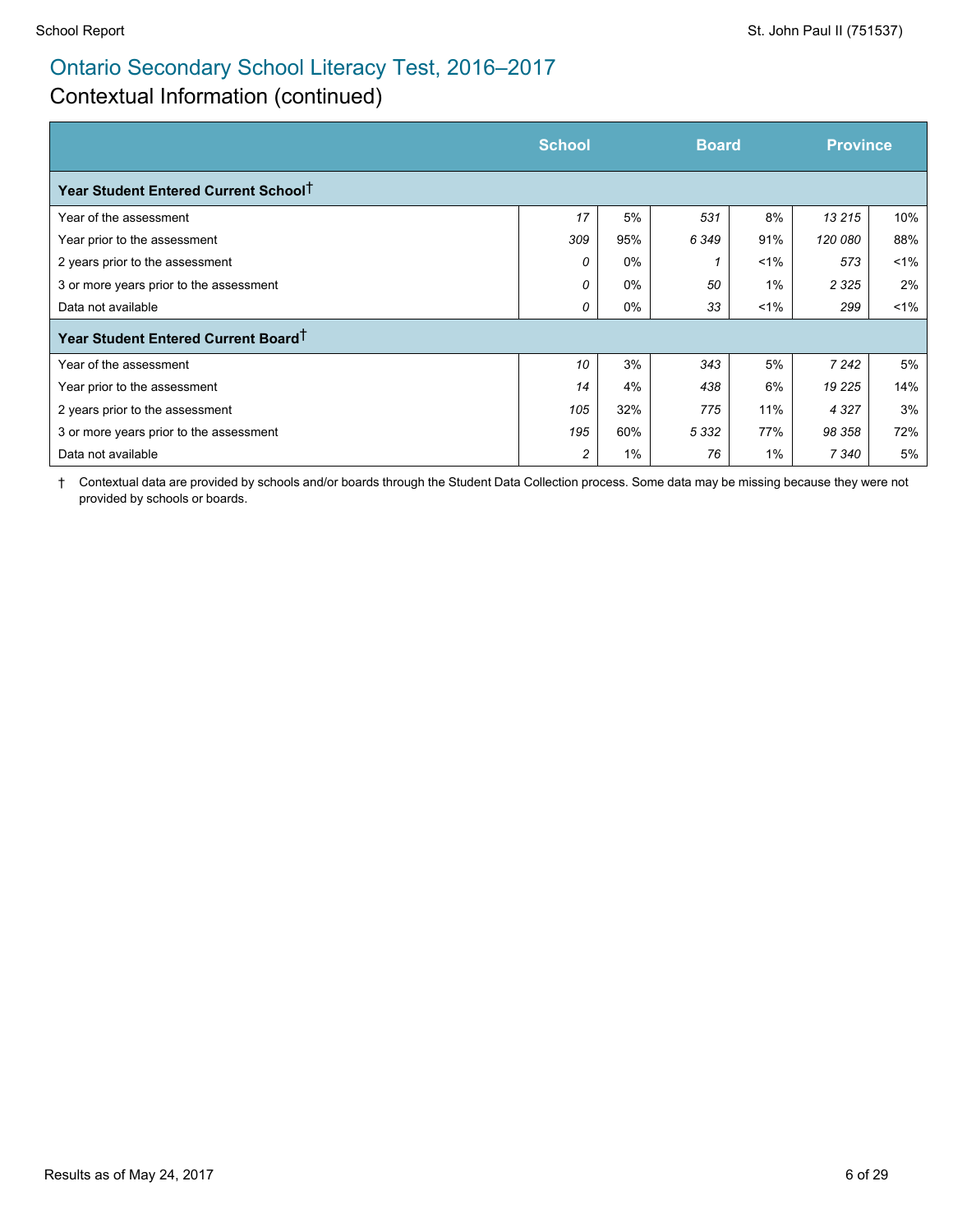# Ontario Secondary School Literacy Test, 2016–2017

## Contextual Information (continued)

| | School | | Board | | Province | |
|---|---|---|---|---|---|---|
| **Year Student Entered Current School†** | | | | | | |
| Year of the assessment | *17* | 5% | *531* | 8% | *13 215* | 10% |
| Year prior to the assessment | *309* | 95% | *6 349* | 91% | *120 080* | 88% |
| 2 years prior to the assessment | *0* | 0% | *1* | <1% | *573* | <1% |
| 3 or more years prior to the assessment | *0* | 0% | *50* | 1% | *2 325* | 2% |
| Data not available | *0* | 0% | *33* | <1% | *299* | <1% |
| **Year Student Entered Current Board†** | | | | | | |
| Year of the assessment | *10* | 3% | *343* | 5% | *7 242* | 5% |
| Year prior to the assessment | *14* | 4% | *438* | 6% | *19 225* | 14% |
| 2 years prior to the assessment | *105* | 32% | *775* | 11% | *4 327* | 3% |
| 3 or more years prior to the assessment | *195* | 60% | *5 332* | 77% | *98 358* | 72% |
| Data not available | *2* | 1% | *76* | 1% | *7 340* | 5% |

† Contextual data are provided by schools and/or boards through the Student Data Collection process. Some data may be missing because they were not provided by schools or boards.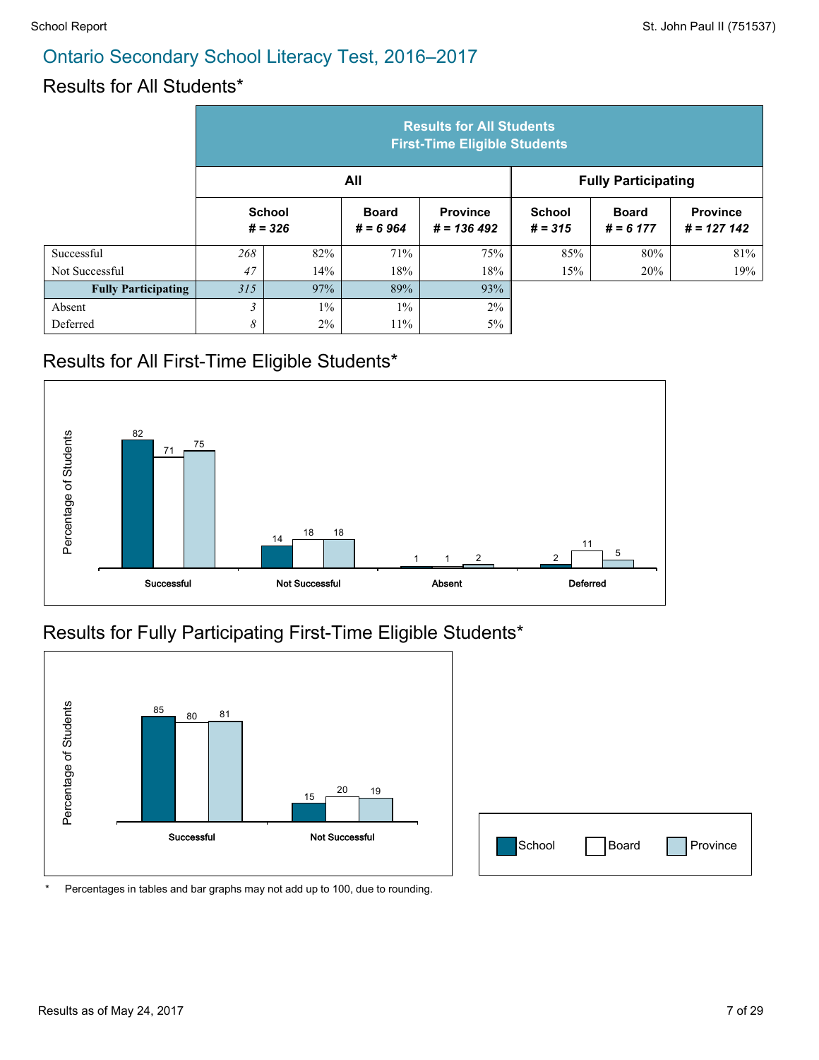## Ontario Secondary School Literacy Test, 2016–2017

### Results for All Students*

| | Results for All Students First-Time Eligible Students | | | | | | |
|---|---|---|---|---|---|---|---|
| | All | | | | Fully Participating | | |
| | School # = 326 | | Board # = 6 964 | Province # = 136 492 | School # = 315 | Board # = 6 177 | Province # = 127 142 |
| Successful | *268* | 82% | 71% | 75% | 85% | 80% | 81% |
| Not Successful | *47* | 14% | 18% | 18% | 15% | 20% | 19% |
| **Fully Participating** | *315* | 97% | 89% | 93% | | | |
| Absent | *3* | 1% | 1% | 2% | | | |
| Deferred | *8* | 2% | 11% | 5% | | | |

### Results for All First-Time Eligible Students*

| Percentage of Students | School | Board | Province |
|---|---|---|---|
| Successful | 82 | 71 | 75 |
| Not Successful | 14 | 18 | 18 |
| Absent | 1 | 1 | 2 |
| Deferred | 2 | 11 | 5 |

### Results for Fully Participating First-Time Eligible Students*

| Percentage of Students | School | Board | Province |
|---|---|---|---|
| Successful | 85 | 80 | 81 |
| Not Successful | 15 | 20 | 19 |

\* Percentages in tables and bar graphs may not add up to 100, due to rounding.

Results as of May 24, 2017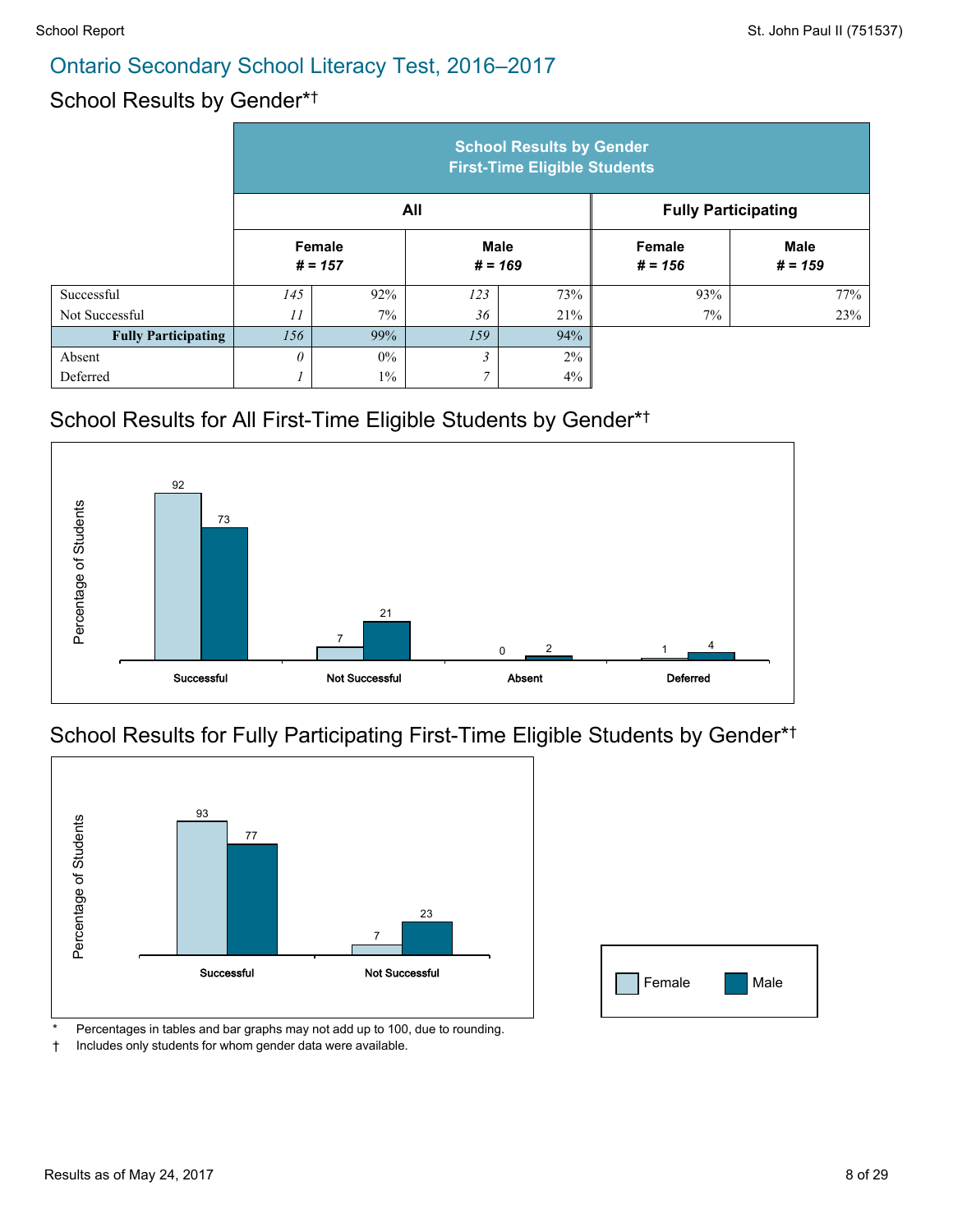# Ontario Secondary School Literacy Test, 2016–2017

## School Results by Gender*†

| | School Results by Gender First-Time Eligible Students | | | | | |
|---|---|---|---|---|---|---|
| | All | | | | Fully Participating | |
| | Female # = 157 | | Male # = 169 | | Female # = 156 | Male # = 159 |
| Successful | *145* | 92% | *123* | 73% | 93% | 77% |
| Not Successful | *11* | 7% | *36* | 21% | 7% | 23% |
| **Fully Participating** | *156* | 99% | *159* | 94% | | |
| Absent | *0* | 0% | *3* | 2% | | |
| Deferred | *1* | 1% | *7* | 4% | | |

## School Results for All First-Time Eligible Students by Gender*†

Percentage of Students

| | Female | Male |
|---|---|---|
| Successful | 92 | 73 |
| Not Successful | 7 | 21 |
| Absent | 0 | 2 |
| Deferred | 1 | 4 |

## School Results for Fully Participating First-Time Eligible Students by Gender*†

Percentage of Students

| | Female | Male |
|---|---|---|
| Successful | 93 | 77 |
| Not Successful | 7 | 23 |

\* Percentages in tables and bar graphs may not add up to 100, due to rounding.

† Includes only students for whom gender data were available.

Results as of May 24, 2017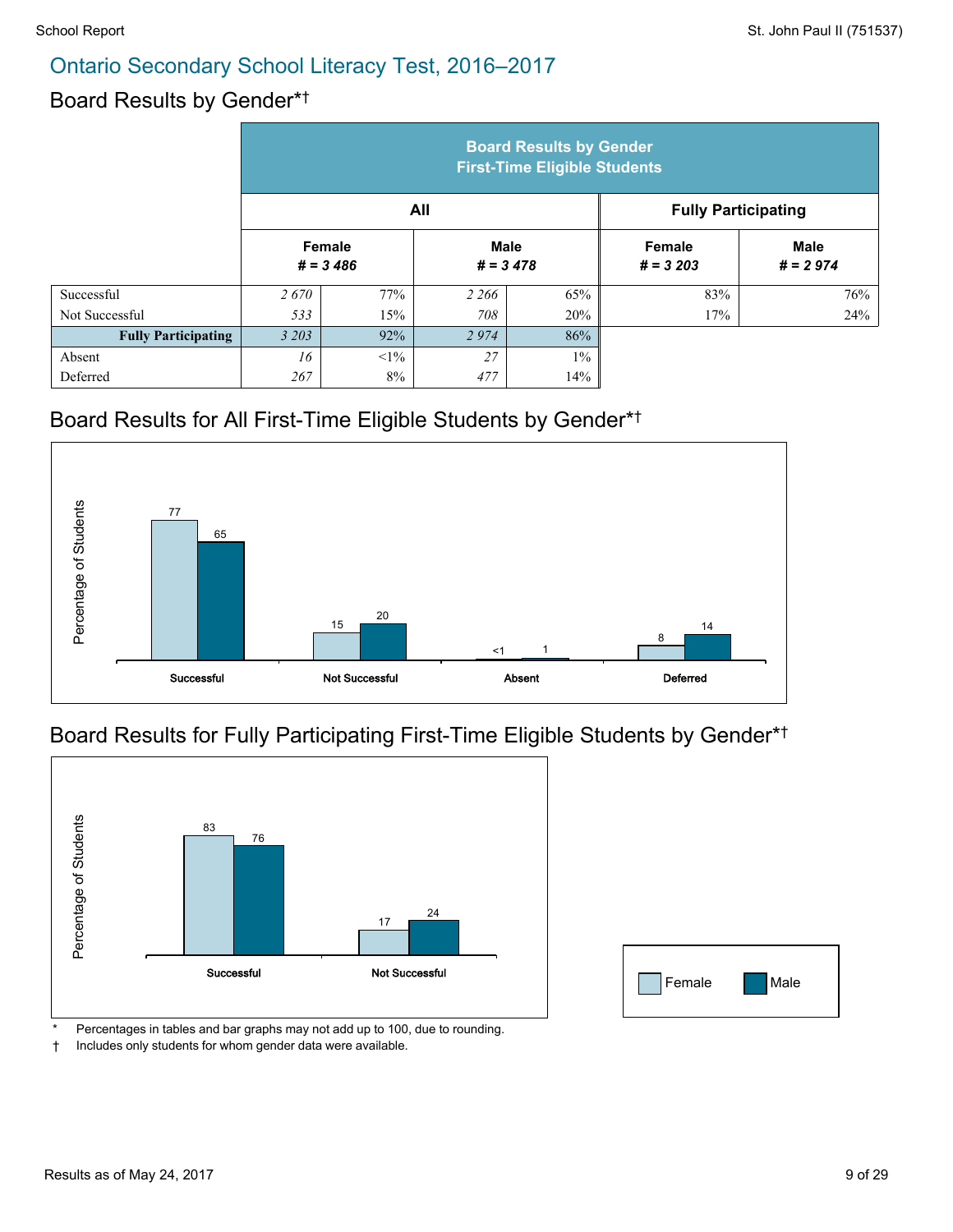## Ontario Secondary School Literacy Test, 2016–2017

### Board Results by Gender*†

| | Board Results by Gender First-Time Eligible Students | | | | | |
|---|---|---|---|---|---|---|
| | All | | | | Fully Participating | |
| | Female # = 3 486 | | Male # = 3 478 | | Female # = 3 203 | Male # = 2 974 |
| Successful | 2 670 | 77% | 2 266 | 65% | 83% | 76% |
| Not Successful | 533 | 15% | 708 | 20% | 17% | 24% |
| **Fully Participating** | 3 203 | 92% | 2 974 | 86% | | |
| Absent | 16 | <1% | 27 | 1% | | |
| Deferred | 267 | 8% | 477 | 14% | | |

### Board Results for All First-Time Eligible Students by Gender*†

| Percentage of Students | Successful | Not Successful | Absent | Deferred |
|---|---|---|---|---|
| Female | 77 | 15 | <1 | 8 |
| Male | 65 | 20 | 1 | 14 |

### Board Results for Fully Participating First-Time Eligible Students by Gender*†

| Percentage of Students | Successful | Not Successful |
|---|---|---|
| Female | 83 | 17 |
| Male | 76 | 24 |

\* Percentages in tables and bar graphs may not add up to 100, due to rounding.
† Includes only students for whom gender data were available.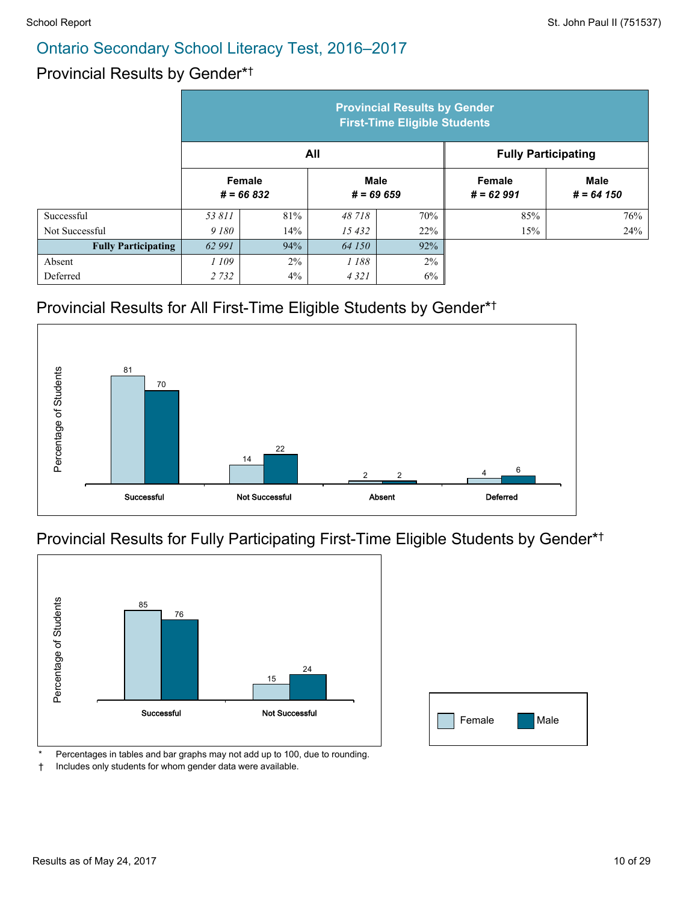# Ontario Secondary School Literacy Test, 2016–2017

## Provincial Results by Gender*†

| | Provincial Results by Gender First-Time Eligible Students | | | | | |
|---|---|---|---|---|---|---|
| | All | | | | Fully Participating | |
| | Female # = 66 832 | | Male # = 69 659 | | Female # = 62 991 | Male # = 64 150 |
| Successful | 53 811 | 81% | 48 718 | 70% | 85% | 76% |
| Not Successful | 9 180 | 14% | 15 432 | 22% | 15% | 24% |
| **Fully Participating** | 62 991 | 94% | 64 150 | 92% | | |
| Absent | 1 109 | 2% | 1 188 | 2% | | |
| Deferred | 2 732 | 4% | 4 321 | 6% | | |

## Provincial Results for All First-Time Eligible Students by Gender*†

Percentage of Students

| | Female | Male |
|---|---|---|
| Successful | 81 | 70 |
| Not Successful | 14 | 22 |
| Absent | 2 | 2 |
| Deferred | 4 | 6 |

## Provincial Results for Fully Participating First-Time Eligible Students by Gender*†

Percentage of Students

| | Female | Male |
|---|---|---|
| Successful | 85 | 76 |
| Not Successful | 15 | 24 |

\* Percentages in tables and bar graphs may not add up to 100, due to rounding.

† Includes only students for whom gender data were available.

Results as of May 24, 2017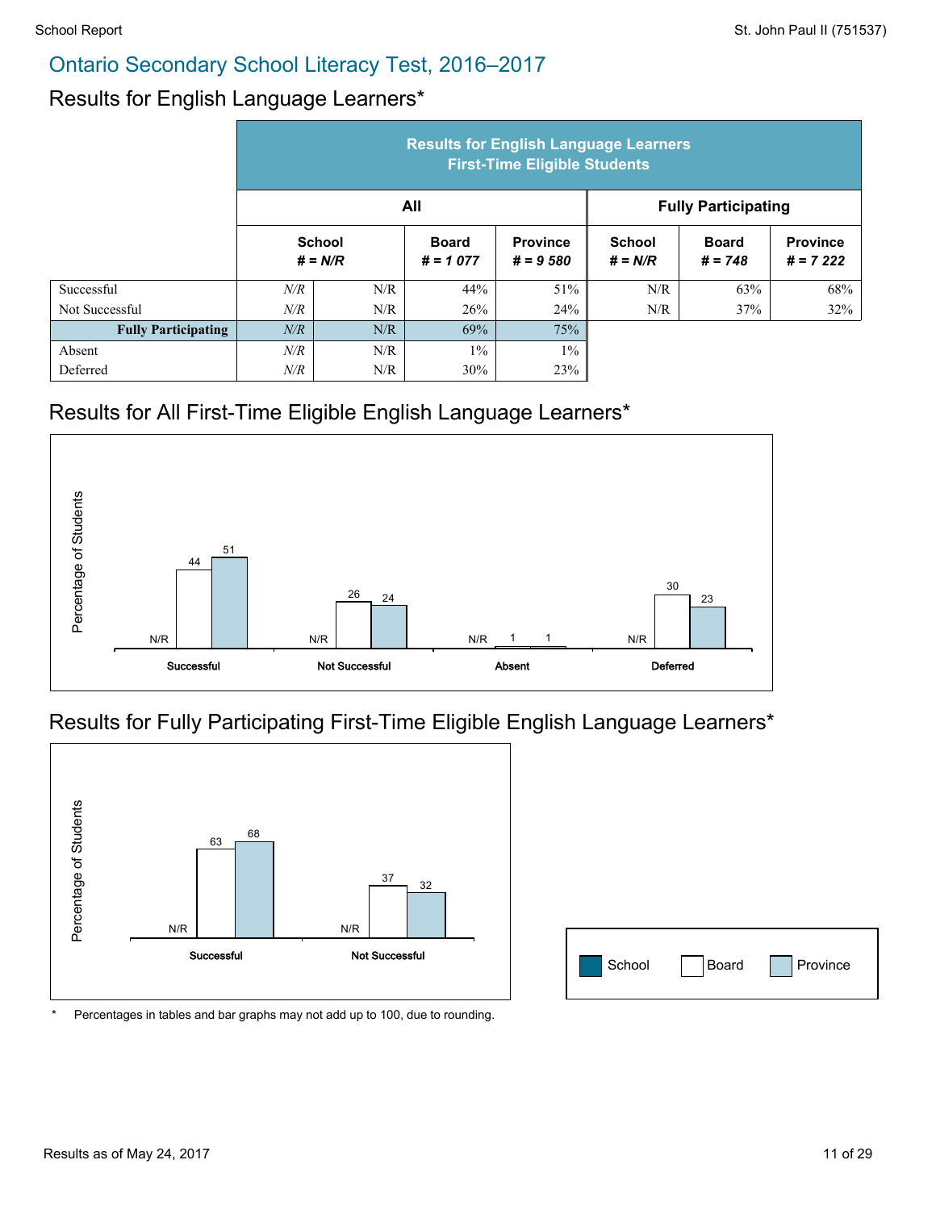# Ontario Secondary School Literacy Test, 2016–2017

## Results for English Language Learners*

| | Results for English Language Learners First-Time Eligible Students | | | | | | |
|---|---|---|---|---|---|---|---|
| | All | | | | Fully Participating | | |
| | School # = N/R | | Board # = 1 077 | Province # = 9 580 | School # = N/R | Board # = 748 | Province # = 7 222 |
| Successful | N/R | N/R | 44% | 51% | N/R | 63% | 68% |
| Not Successful | N/R | N/R | 26% | 24% | N/R | 37% | 32% |
| **Fully Participating** | N/R | N/R | 69% | 75% | | | |
| Absent | N/R | N/R | 1% | 1% | | | |
| Deferred | N/R | N/R | 30% | 23% | | | |

## Results for All First-Time Eligible English Language Learners*

| Percentage of Students | School | Board | Province |
|---|---|---|---|
| Successful | N/R | 44 | 51 |
| Not Successful | N/R | 26 | 24 |
| Absent | N/R | 1 | 1 |
| Deferred | N/R | 30 | 23 |

## Results for Fully Participating First-Time Eligible English Language Learners*

| Percentage of Students | School | Board | Province |
|---|---|---|---|
| Successful | N/R | 63 | 68 |
| Not Successful | N/R | 37 | 32 |

Legend: School, Board, Province

\* Percentages in tables and bar graphs may not add up to 100, due to rounding.

Results as of May 24, 2017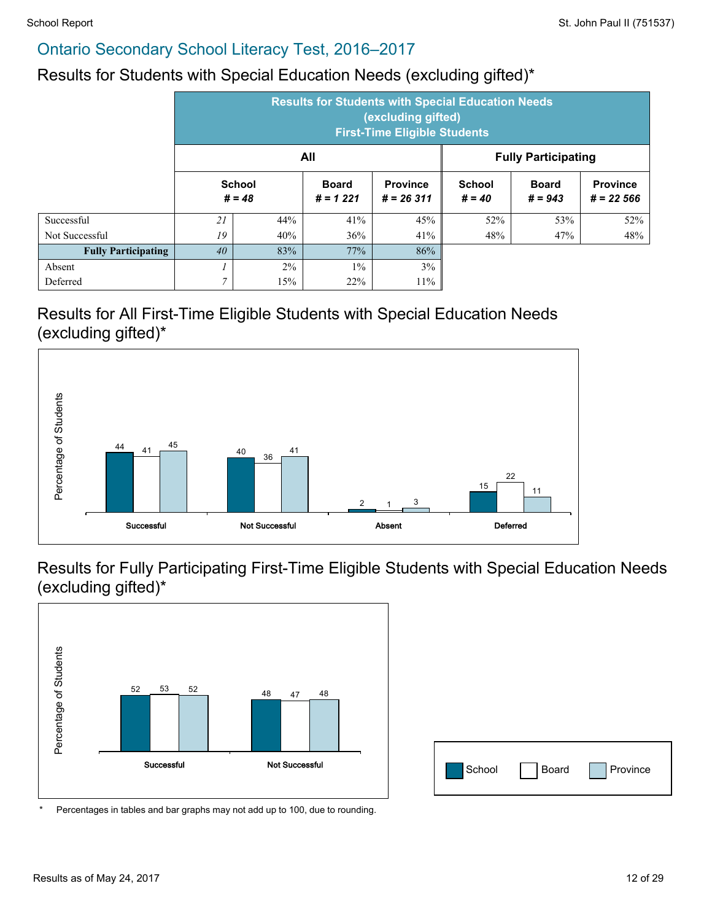## Ontario Secondary School Literacy Test, 2016–2017

### Results for Students with Special Education Needs (excluding gifted)*

| | Results for Students with Special Education Needs (excluding gifted) First-Time Eligible Students | | | | | | |
|---|---|---|---|---|---|---|---|
| | All | | | | Fully Participating | | |
| | School *# = 48* | | Board *# = 1 221* | Province *# = 26 311* | School *# = 40* | Board *# = 943* | Province *# = 22 566* |
| Successful | *21* | 44% | 41% | 45% | 52% | 53% | 52% |
| Not Successful | *19* | 40% | 36% | 41% | 48% | 47% | 48% |
| **Fully Participating** | *40* | 83% | 77% | 86% | | | |
| Absent | *1* | 2% | 1% | 3% | | | |
| Deferred | *7* | 15% | 22% | 11% | | | |

### Results for All First-Time Eligible Students with Special Education Needs (excluding gifted)*

| Percentage of Students | School | Board | Province |
|---|---|---|---|
| Successful | 44 | 41 | 45 |
| Not Successful | 40 | 36 | 41 |
| Absent | 2 | 1 | 3 |
| Deferred | 15 | 22 | 11 |

### Results for Fully Participating First-Time Eligible Students with Special Education Needs (excluding gifted)*

| Percentage of Students | School | Board | Province |
|---|---|---|---|
| Successful | 52 | 53 | 52 |
| Not Successful | 48 | 47 | 48 |

\* Percentages in tables and bar graphs may not add up to 100, due to rounding.

Results as of May 24, 2017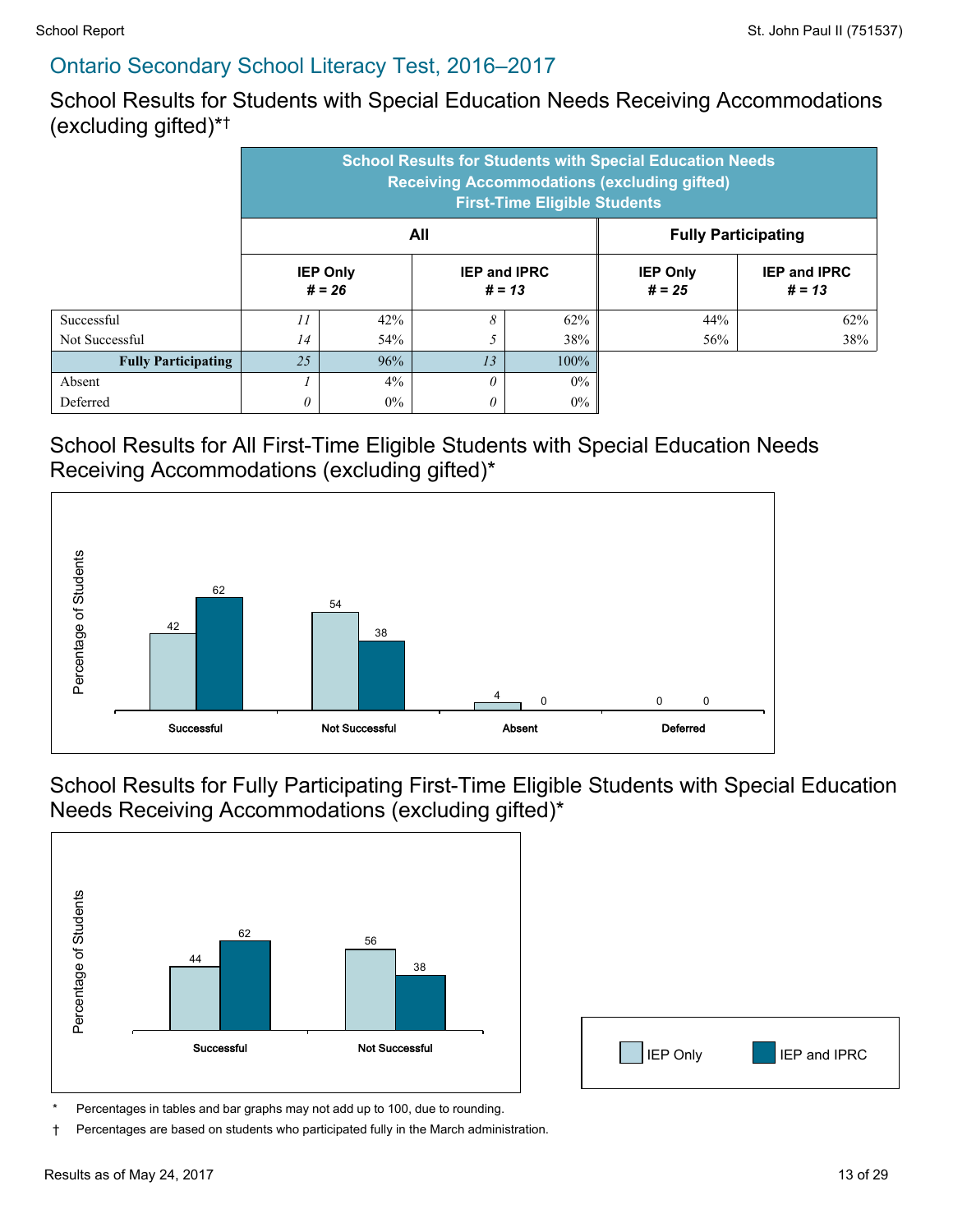## Ontario Secondary School Literacy Test, 2016–2017

### School Results for Students with Special Education Needs Receiving Accommodations (excluding gifted)*†

**School Results for Students with Special Education Needs Receiving Accommodations (excluding gifted) First-Time Eligible Students**

| | All | | | | Fully Participating | |
|---|---|---|---|---|---|---|
| | IEP Only # = 26 | | IEP and IPRC # = 13 | | IEP Only # = 25 | IEP and IPRC # = 13 |
| Successful | 11 | 42% | 8 | 62% | 44% | 62% |
| Not Successful | 14 | 54% | 5 | 38% | 56% | 38% |
| **Fully Participating** | 25 | 96% | 13 | 100% | | |
| Absent | 1 | 4% | 0 | 0% | | |
| Deferred | 0 | 0% | 0 | 0% | | |

### School Results for All First-Time Eligible Students with Special Education Needs Receiving Accommodations (excluding gifted)*

| Percentage of Students | Successful | Not Successful | Absent | Deferred |
|---|---|---|---|---|
| IEP Only | 42 | 54 | 4 | 0 |
| IEP and IPRC | 62 | 38 | 0 | 0 |

### School Results for Fully Participating First-Time Eligible Students with Special Education Needs Receiving Accommodations (excluding gifted)*

| Percentage of Students | Successful | Not Successful |
|---|---|---|
| IEP Only | 44 | 56 |
| IEP and IPRC | 62 | 38 |

\* Percentages in tables and bar graphs may not add up to 100, due to rounding.

† Percentages are based on students who participated fully in the March administration.

Results as of May 24, 2017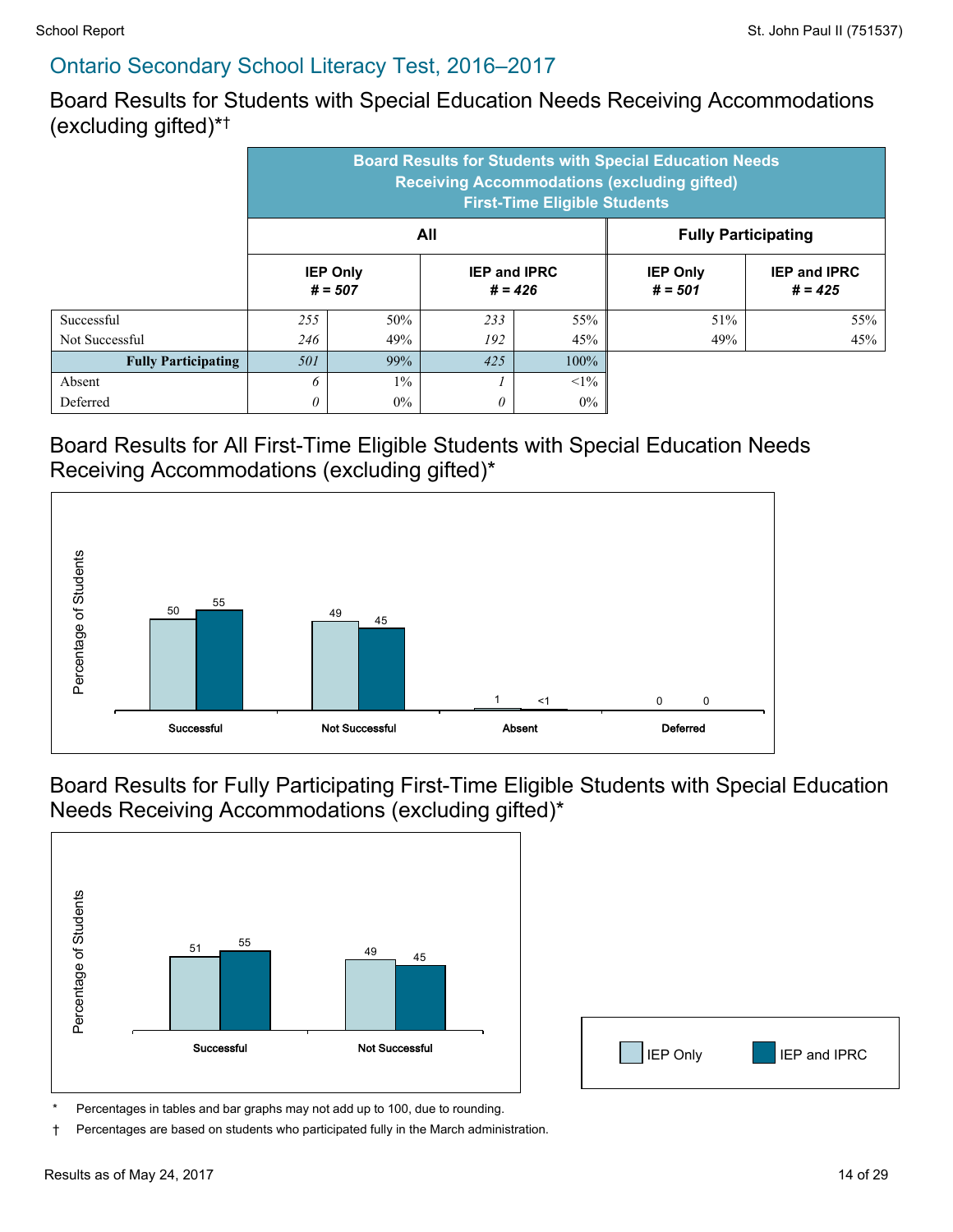## Ontario Secondary School Literacy Test, 2016–2017

### Board Results for Students with Special Education Needs Receiving Accommodations (excluding gifted)*†

| | Board Results for Students with Special Education Needs Receiving Accommodations (excluding gifted) First-Time Eligible Students | | | | | |
|---|---|---|---|---|---|---|
| | All | | | | Fully Participating | |
| | IEP Only # = 507 | | IEP and IPRC # = 426 | | IEP Only # = 501 | IEP and IPRC # = 425 |
| Successful | *255* | 50% | *233* | 55% | 51% | 55% |
| Not Successful | *246* | 49% | *192* | 45% | 49% | 45% |
| **Fully Participating** | *501* | 99% | *425* | 100% | | |
| Absent | *6* | 1% | *1* | <1% | | |
| Deferred | *0* | 0% | *0* | 0% | | |

### Board Results for All First-Time Eligible Students with Special Education Needs Receiving Accommodations (excluding gifted)*

| Percentage of Students | IEP Only | IEP and IPRC |
|---|---|---|
| Successful | 50 | 55 |
| Not Successful | 49 | 45 |
| Absent | 1 | <1 |
| Deferred | 0 | 0 |

### Board Results for Fully Participating First-Time Eligible Students with Special Education Needs Receiving Accommodations (excluding gifted)*

| Percentage of Students | IEP Only | IEP and IPRC |
|---|---|---|
| Successful | 51 | 55 |
| Not Successful | 49 | 45 |

\* Percentages in tables and bar graphs may not add up to 100, due to rounding.

† Percentages are based on students who participated fully in the March administration.

Results as of May 24, 2017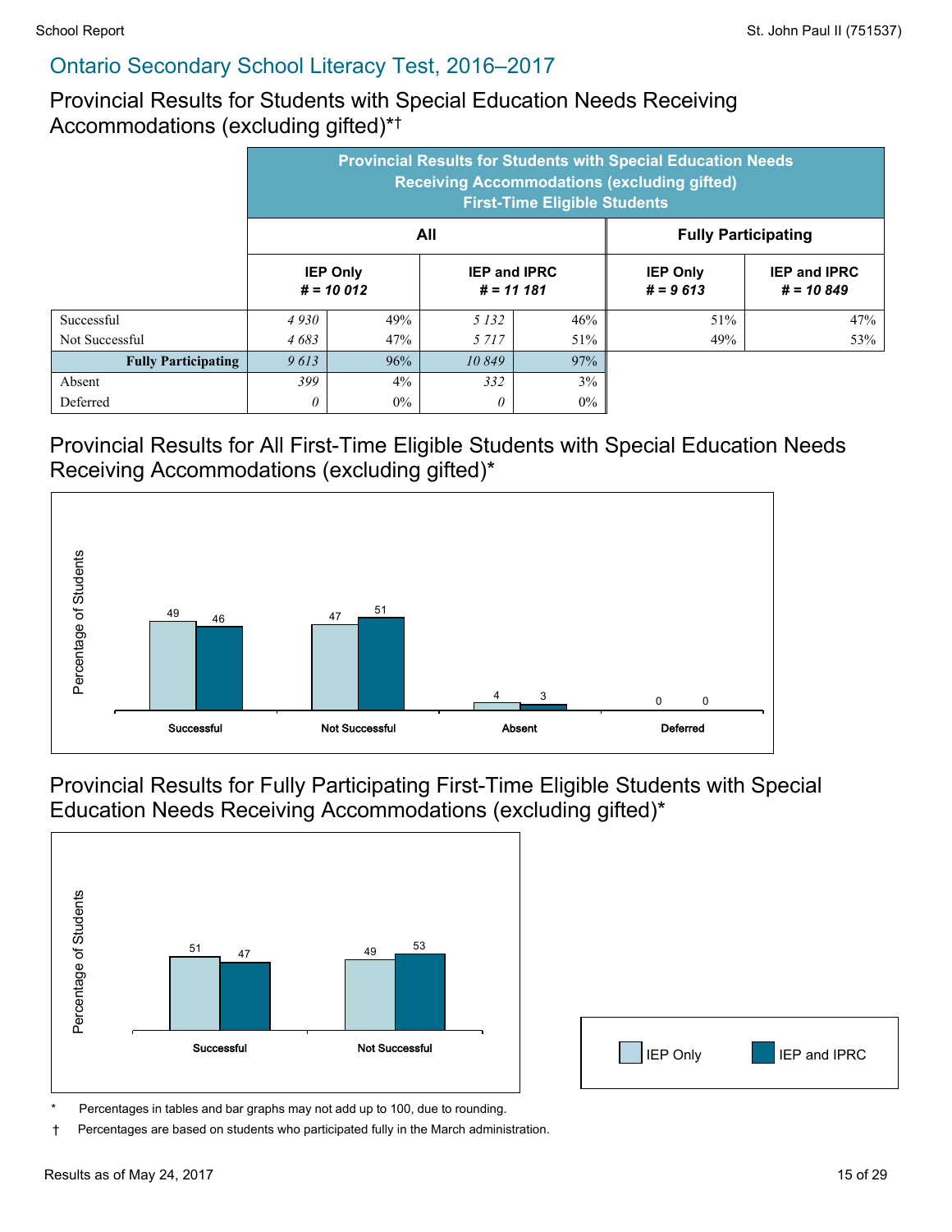## Ontario Secondary School Literacy Test, 2016–2017

### Provincial Results for Students with Special Education Needs Receiving Accommodations (excluding gifted)*†

| | Provincial Results for Students with Special Education Needs Receiving Accommodations (excluding gifted) First-Time Eligible Students | | | | | |
|---|---|---|---|---|---|---|
| | All | | | | Fully Participating | |
| | IEP Only # = 10 012 | | IEP and IPRC # = 11 181 | | IEP Only # = 9 613 | IEP and IPRC # = 10 849 |
| Successful | *4 930* | 49% | *5 132* | 46% | 51% | 47% |
| Not Successful | *4 683* | 47% | *5 717* | 51% | 49% | 53% |
| **Fully Participating** | *9 613* | 96% | *10 849* | 97% | | |
| Absent | *399* | 4% | *332* | 3% | | |
| Deferred | *0* | 0% | *0* | 0% | | |

### Provincial Results for All First-Time Eligible Students with Special Education Needs Receiving Accommodations (excluding gifted)*

| Percentage of Students | IEP Only | IEP and IPRC |
|---|---|---|
| Successful | 49 | 46 |
| Not Successful | 47 | 51 |
| Absent | 4 | 3 |
| Deferred | 0 | 0 |

### Provincial Results for Fully Participating First-Time Eligible Students with Special Education Needs Receiving Accommodations (excluding gifted)*

| Percentage of Students | IEP Only | IEP and IPRC |
|---|---|---|
| Successful | 51 | 47 |
| Not Successful | 49 | 53 |

\* Percentages in tables and bar graphs may not add up to 100, due to rounding.

† Percentages are based on students who participated fully in the March administration.

Results as of May 24, 2017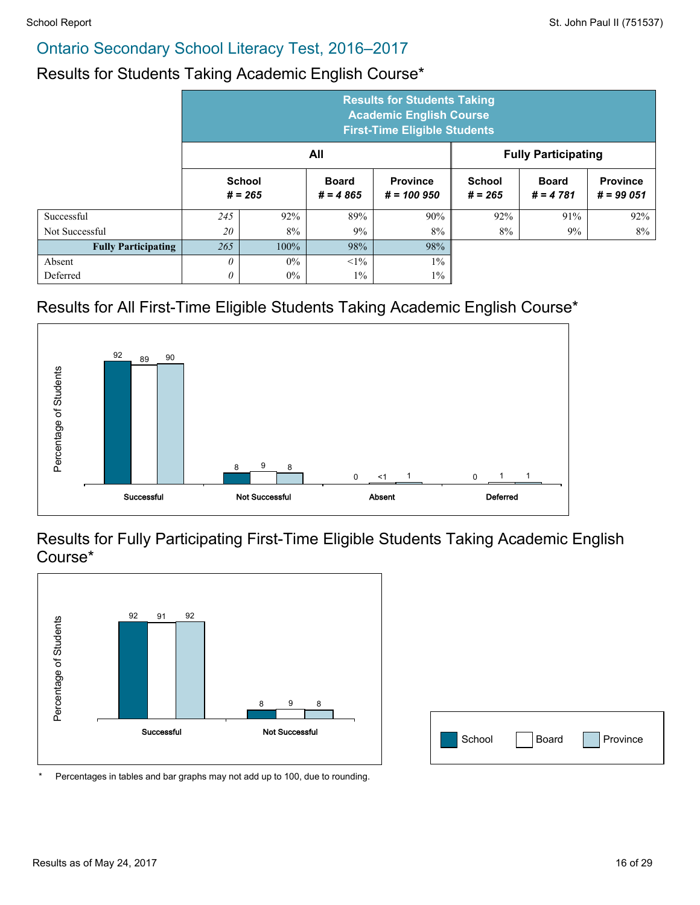## Ontario Secondary School Literacy Test, 2016–2017

### Results for Students Taking Academic English Course*

| | Results for Students Taking Academic English Course First-Time Eligible Students | | | | | | |
|---|---|---|---|---|---|---|---|
| | **All** | | | | **Fully Participating** | | |
| | **School # = 265** | | **Board # = 4 865** | **Province # = 100 950** | **School # = 265** | **Board # = 4 781** | **Province # = 99 051** |
| Successful | 245 | 92% | 89% | 90% | 92% | 91% | 92% |
| Not Successful | 20 | 8% | 9% | 8% | 8% | 9% | 8% |
| **Fully Participating** | 265 | 100% | 98% | 98% | | | |
| Absent | 0 | 0% | <1% | 1% | | | |
| Deferred | 0 | 0% | 1% | 1% | | | |

### Results for All First-Time Eligible Students Taking Academic English Course*

Percentage of Students

| | School | Board | Province |
|---|---|---|---|
| Successful | 92 | 89 | 90 |
| Not Successful | 8 | 9 | 8 |
| Absent | 0 | <1 | 1 |
| Deferred | 0 | 1 | 1 |

### Results for Fully Participating First-Time Eligible Students Taking Academic English Course*

Percentage of Students

| | School | Board | Province |
|---|---|---|---|
| Successful | 92 | 91 | 92 |
| Not Successful | 8 | 9 | 8 |

Legend: School, Board, Province

\* Percentages in tables and bar graphs may not add up to 100, due to rounding.

Results as of May 24, 2017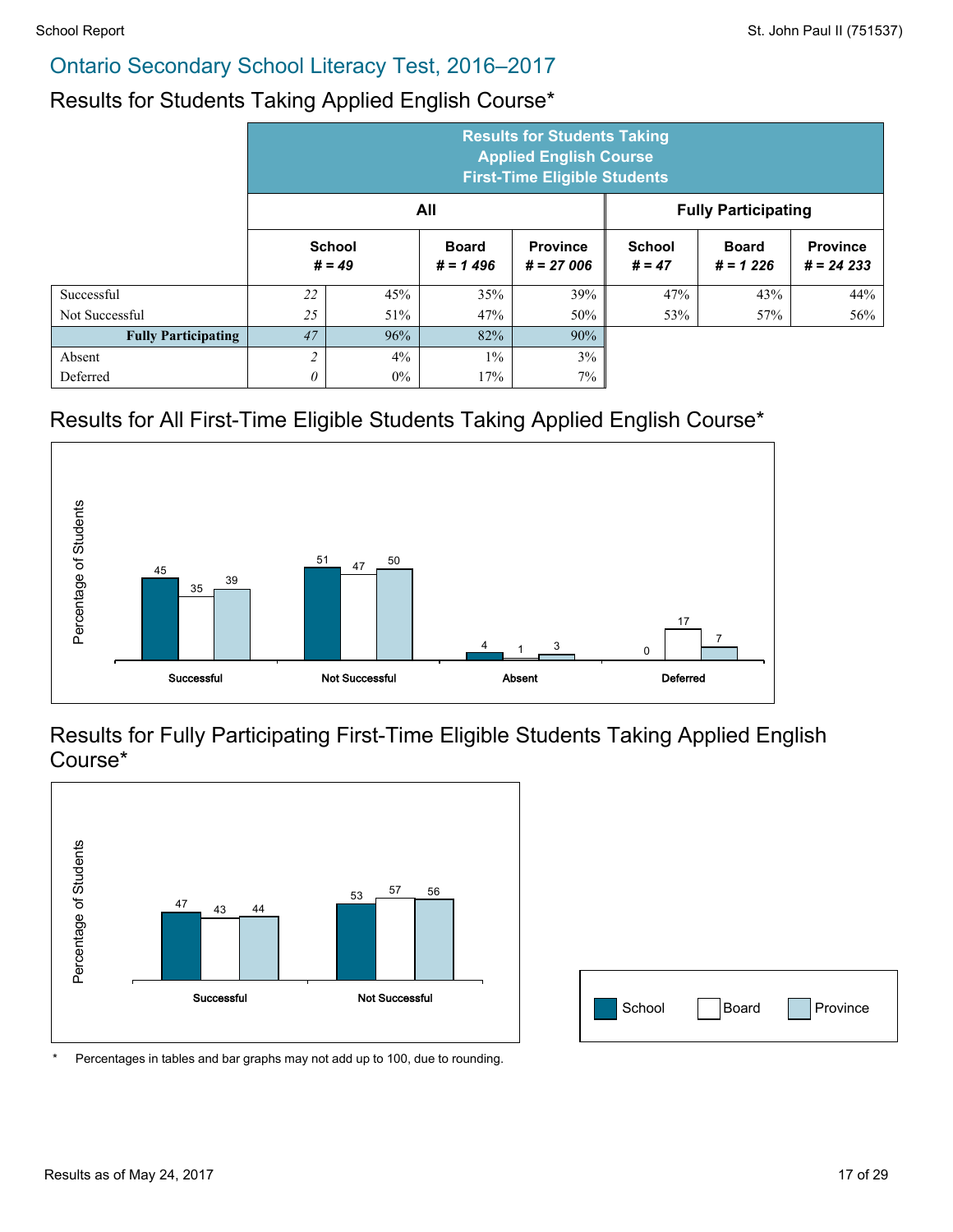## Ontario Secondary School Literacy Test, 2016–2017

### Results for Students Taking Applied English Course*

| | Results for Students Taking Applied English Course First-Time Eligible Students | | | | | | |
|---|---|---|---|---|---|---|---|
| | All | | | | Fully Participating | | |
| | School # = 49 | | Board # = 1 496 | Province # = 27 006 | School # = 47 | Board # = 1 226 | Province # = 24 233 |
| Successful | 22 | 45% | 35% | 39% | 47% | 43% | 44% |
| Not Successful | 25 | 51% | 47% | 50% | 53% | 57% | 56% |
| **Fully Participating** | 47 | 96% | 82% | 90% | | | |
| Absent | 2 | 4% | 1% | 3% | | | |
| Deferred | 0 | 0% | 17% | 7% | | | |

### Results for All First-Time Eligible Students Taking Applied English Course*

| Percentage of Students | School | Board | Province |
|---|---|---|---|
| Successful | 45 | 35 | 39 |
| Not Successful | 51 | 47 | 50 |
| Absent | 4 | 1 | 3 |
| Deferred | 0 | 17 | 7 |

### Results for Fully Participating First-Time Eligible Students Taking Applied English Course*

| Percentage of Students | School | Board | Province |
|---|---|---|---|
| Successful | 47 | 43 | 44 |
| Not Successful | 53 | 57 | 56 |

\* Percentages in tables and bar graphs may not add up to 100, due to rounding.

Results as of May 24, 2017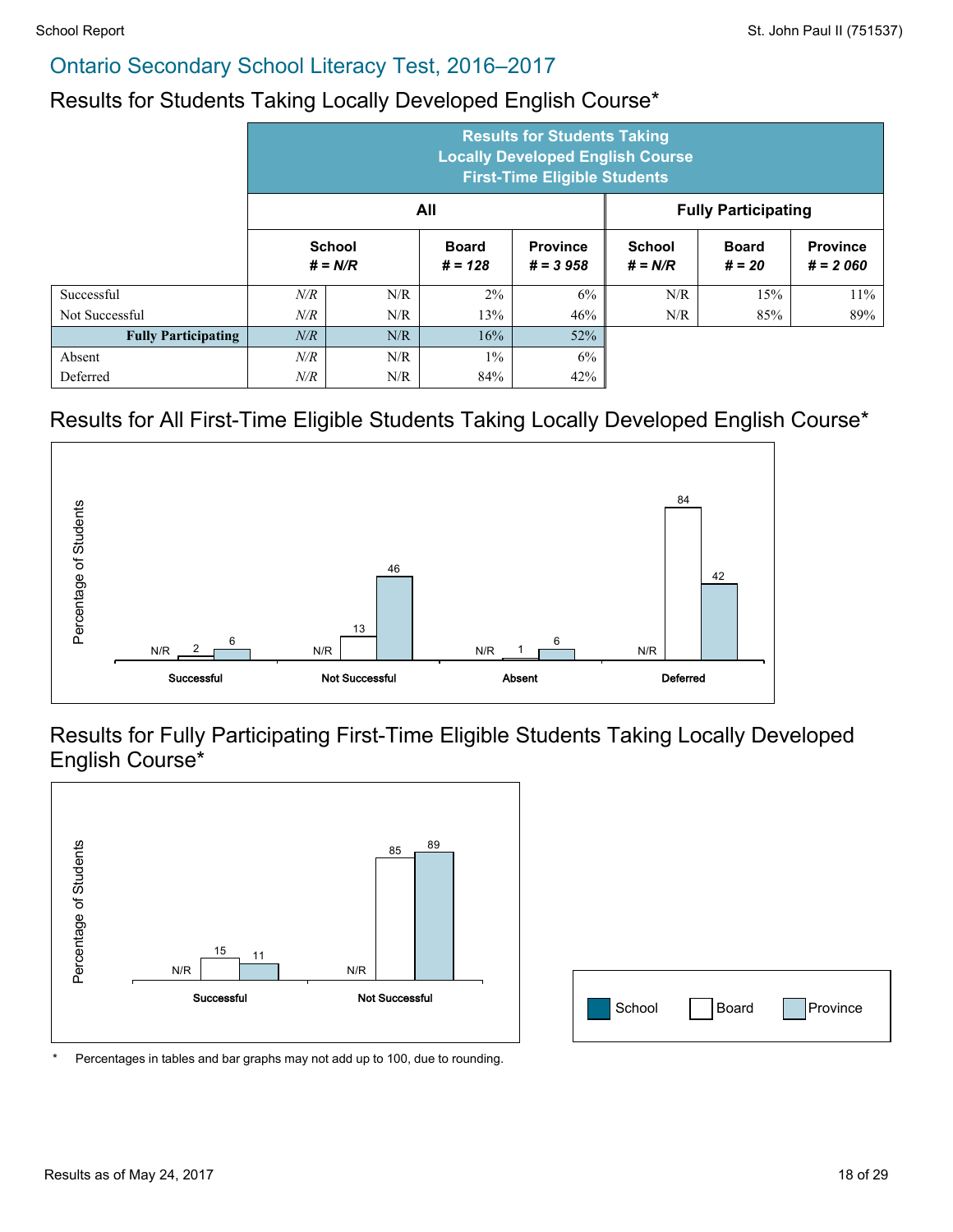## Ontario Secondary School Literacy Test, 2016–2017

### Results for Students Taking Locally Developed English Course*

| | Results for Students Taking Locally Developed English Course First-Time Eligible Students | | | | | | |
|---|---|---|---|---|---|---|---|
| | All | | | | Fully Participating | | |
| | School # = N/R | | Board # = 128 | Province # = 3 958 | School # = N/R | Board # = 20 | Province # = 2 060 |
| Successful | *N/R* | N/R | 2% | 6% | N/R | 15% | 11% |
| Not Successful | *N/R* | N/R | 13% | 46% | N/R | 85% | 89% |
| **Fully Participating** | *N/R* | N/R | 16% | 52% | | | |
| Absent | *N/R* | N/R | 1% | 6% | | | |
| Deferred | *N/R* | N/R | 84% | 42% | | | |

### Results for All First-Time Eligible Students Taking Locally Developed English Course*

| Percentage of Students | School | Board | Province |
|---|---|---|---|
| Successful | N/R | 2 | 6 |
| Not Successful | N/R | 13 | 46 |
| Absent | N/R | 1 | 6 |
| Deferred | N/R | 84 | 42 |

### Results for Fully Participating First-Time Eligible Students Taking Locally Developed English Course*

| Percentage of Students | School | Board | Province |
|---|---|---|---|
| Successful | N/R | 15 | 11 |
| Not Successful | N/R | 85 | 89 |

Legend: School, Board, Province

\* Percentages in tables and bar graphs may not add up to 100, due to rounding.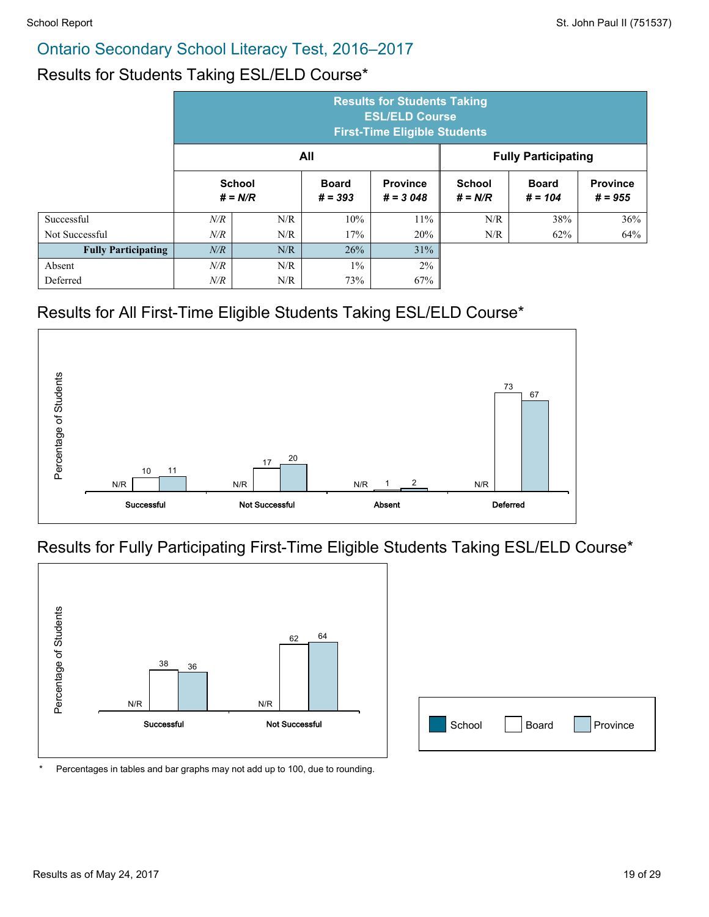## Ontario Secondary School Literacy Test, 2016–2017

### Results for Students Taking ESL/ELD Course*

| | Results for Students Taking ESL/ELD Course First-Time Eligible Students | | | | | | |
|---|---|---|---|---|---|---|---|
| | All | | | | Fully Participating | | |
| | School # = N/R | | Board # = 393 | Province # = 3 048 | School # = N/R | Board # = 104 | Province # = 955 |
| Successful | N/R | N/R | 10% | 11% | N/R | 38% | 36% |
| Not Successful | N/R | N/R | 17% | 20% | N/R | 62% | 64% |
| **Fully Participating** | N/R | N/R | 26% | 31% | | | |
| Absent | N/R | N/R | 1% | 2% | | | |
| Deferred | N/R | N/R | 73% | 67% | | | |

### Results for All First-Time Eligible Students Taking ESL/ELD Course*

| | School | Board | Province |
|---|---|---|---|
| Successful | N/R | 10 | 11 |
| Not Successful | N/R | 17 | 20 |
| Absent | N/R | 1 | 2 |
| Deferred | N/R | 73 | 67 |

### Results for Fully Participating First-Time Eligible Students Taking ESL/ELD Course*

| | School | Board | Province |
|---|---|---|---|
| Successful | N/R | 38 | 36 |
| Not Successful | N/R | 62 | 64 |

Legend: School, Board, Province

\* Percentages in tables and bar graphs may not add up to 100, due to rounding.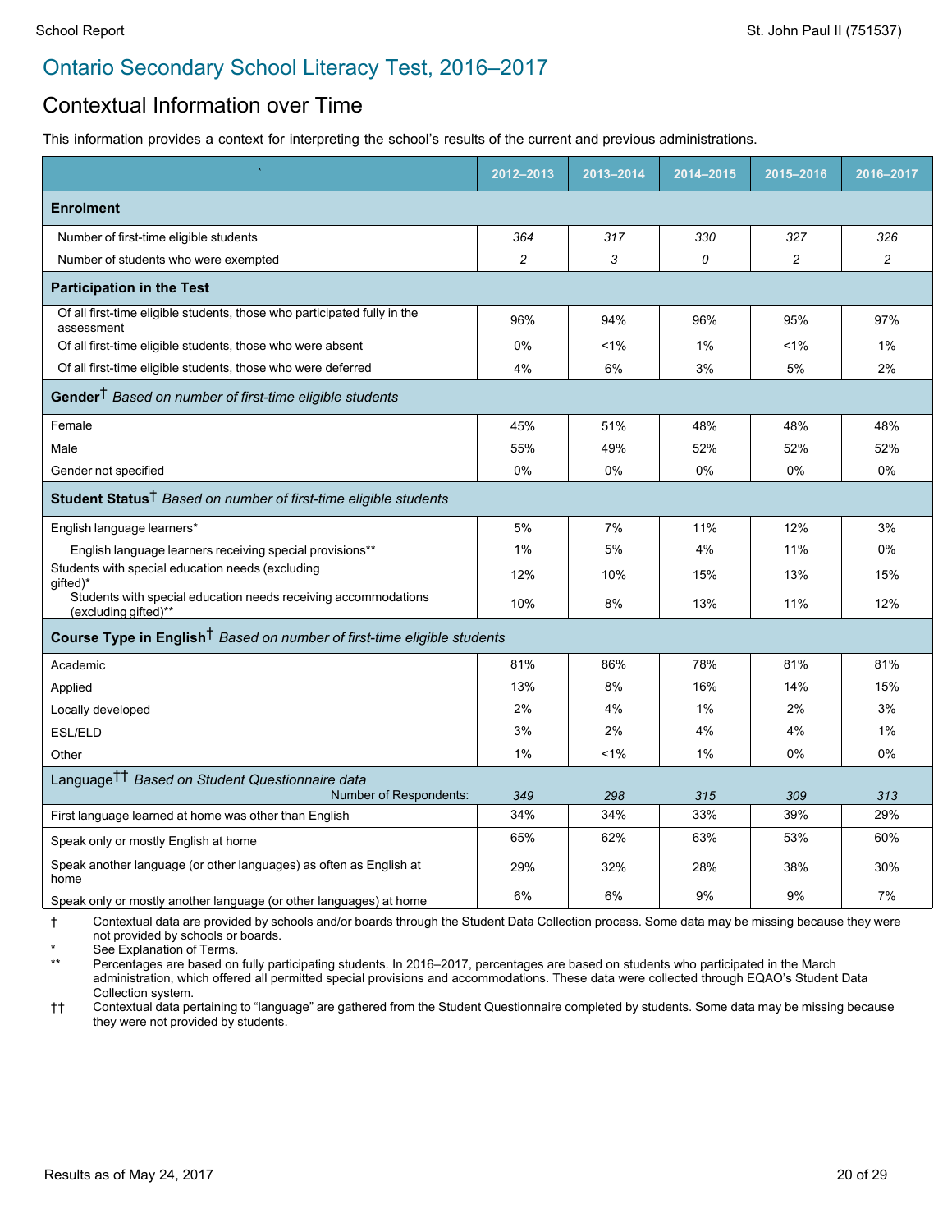# Ontario Secondary School Literacy Test, 2016–2017

## Contextual Information over Time

This information provides a context for interpreting the school's results of the current and previous administrations.

| | 2012–2013 | 2013–2014 | 2014–2015 | 2015–2016 | 2016–2017 |
|---|---|---|---|---|---|
| **Enrolment** | | | | | |
| Number of first-time eligible students | *364* | *317* | *330* | *327* | *326* |
| Number of students who were exempted | *2* | *3* | *0* | *2* | *2* |
| **Participation in the Test** | | | | | |
| Of all first-time eligible students, those who participated fully in the assessment | 96% | 94% | 96% | 95% | 97% |
| Of all first-time eligible students, those who were absent | 0% | <1% | 1% | <1% | 1% |
| Of all first-time eligible students, those who were deferred | 4% | 6% | 3% | 5% | 2% |
| **Gender**† *Based on number of first-time eligible students* | | | | | |
| Female | 45% | 51% | 48% | 48% | 48% |
| Male | 55% | 49% | 52% | 52% | 52% |
| Gender not specified | 0% | 0% | 0% | 0% | 0% |
| **Student Status**† *Based on number of first-time eligible students* | | | | | |
| English language learners* | 5% | 7% | 11% | 12% | 3% |
| English language learners receiving special provisions** | 1% | 5% | 4% | 11% | 0% |
| Students with special education needs (excluding gifted)* | 12% | 10% | 15% | 13% | 15% |
| Students with special education needs receiving accommodations (excluding gifted)** | 10% | 8% | 13% | 11% | 12% |
| **Course Type in English**† *Based on number of first-time eligible students* | | | | | |
| Academic | 81% | 86% | 78% | 81% | 81% |
| Applied | 13% | 8% | 16% | 14% | 15% |
| Locally developed | 2% | 4% | 1% | 2% | 3% |
| ESL/ELD | 3% | 2% | 4% | 4% | 1% |
| Other | 1% | <1% | 1% | 0% | 0% |
| Language†† *Based on Student Questionnaire data* Number of Respondents: | *349* | *298* | *315* | *309* | *313* |
| First language learned at home was other than English | 34% | 34% | 33% | 39% | 29% |
| Speak only or mostly English at home | 65% | 62% | 63% | 53% | 60% |
| Speak another language (or other languages) as often as English at home | 29% | 32% | 28% | 38% | 30% |
| Speak only or mostly another language (or other languages) at home | 6% | 6% | 9% | 9% | 7% |

† Contextual data are provided by schools and/or boards through the Student Data Collection process. Some data may be missing because they were not provided by schools or boards.

\* See Explanation of Terms.

\*\* Percentages are based on fully participating students. In 2016–2017, percentages are based on students who participated in the March administration, which offered all permitted special provisions and accommodations. These data were collected through EQAO's Student Data Collection system.

†† Contextual data pertaining to "language" are gathered from the Student Questionnaire completed by students. Some data may be missing because they were not provided by students.

Results as of May 24, 2017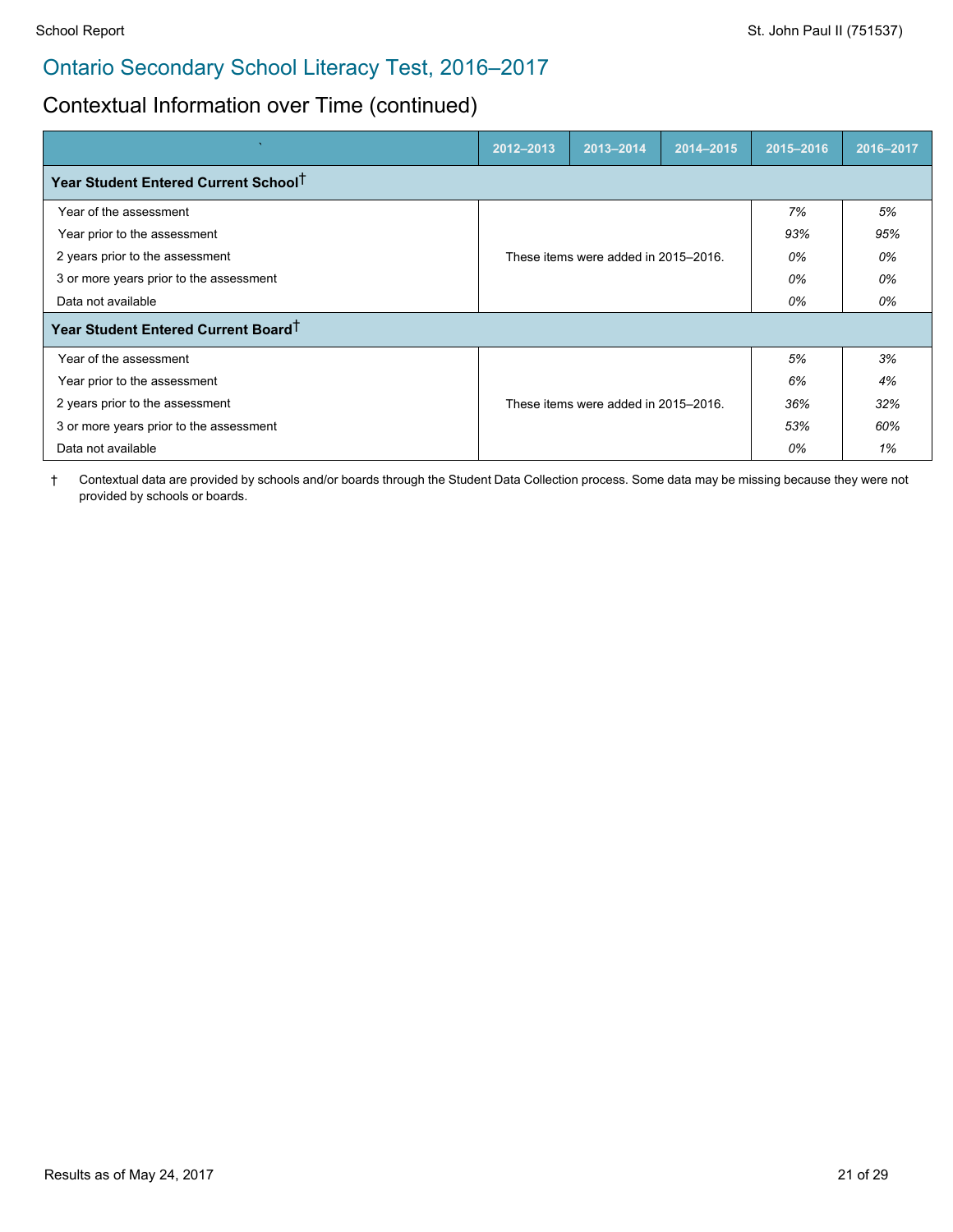## Ontario Secondary School Literacy Test, 2016–2017

# Contextual Information over Time (continued)

| | 2012–2013 | 2013–2014 | 2014–2015 | 2015–2016 | 2016–2017 |
|---|---|---|---|---|---|
| **Year Student Entered Current School†** | | | | | |
| Year of the assessment | These items were added in 2015–2016. | | | *7%* | *5%* |
| Year prior to the assessment | | | | *93%* | *95%* |
| 2 years prior to the assessment | | | | *0%* | *0%* |
| 3 or more years prior to the assessment | | | | *0%* | *0%* |
| Data not available | | | | *0%* | *0%* |
| **Year Student Entered Current Board†** | | | | | |
| Year of the assessment | These items were added in 2015–2016. | | | *5%* | *3%* |
| Year prior to the assessment | | | | *6%* | *4%* |
| 2 years prior to the assessment | | | | *36%* | *32%* |
| 3 or more years prior to the assessment | | | | *53%* | *60%* |
| Data not available | | | | *0%* | *1%* |

† Contextual data are provided by schools and/or boards through the Student Data Collection process. Some data may be missing because they were not provided by schools or boards.

Results as of May 24, 2017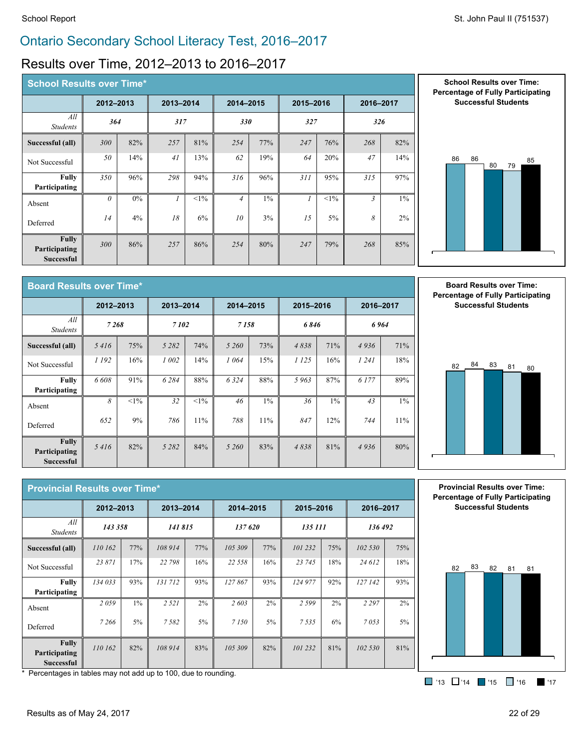# Ontario Secondary School Literacy Test, 2016–2017

## Results over Time, 2012–2013 to 2016–2017

### School Results over Time*

| | 2012–2013 | | 2013–2014 | | 2014–2015 | | 2015–2016 | | 2016–2017 | |
|---|---|---|---|---|---|---|---|---|---|---|
| *All Students* | *364* | | *317* | | *330* | | *327* | | *326* | |
| **Successful (all)** | *300* | 82% | *257* | 81% | *254* | 77% | *247* | 76% | *268* | 82% |
| Not Successful | *50* | 14% | *41* | 13% | *62* | 19% | *64* | 20% | *47* | 14% |
| **Fully Participating** | *350* | 96% | *298* | 94% | *316* | 96% | *311* | 95% | *315* | 97% |
| Absent | *0* | 0% | *1* | <1% | *4* | 1% | *1* | <1% | *3* | 1% |
| Deferred | *14* | 4% | *18* | 6% | *10* | 3% | *15* | 5% | *8* | 2% |
| **Fully Participating Successful** | *300* | 86% | *257* | 86% | *254* | 80% | *247* | 79% | *268* | 85% |

**School Results over Time: Percentage of Fully Participating Successful Students**

'13: 86, '14: 86, '15: 80, '16: 79, '17: 85

### Board Results over Time*

| | 2012–2013 | | 2013–2014 | | 2014–2015 | | 2015–2016 | | 2016–2017 | |
|---|---|---|---|---|---|---|---|---|---|---|
| *All Students* | *7 268* | | *7 102* | | *7 158* | | *6 846* | | *6 964* | |
| **Successful (all)** | *5 416* | 75% | *5 282* | 74% | *5 260* | 73% | *4 838* | 71% | *4 936* | 71% |
| Not Successful | *1 192* | 16% | *1 002* | 14% | *1 064* | 15% | *1 125* | 16% | *1 241* | 18% |
| **Fully Participating** | *6 608* | 91% | *6 284* | 88% | *6 324* | 88% | *5 963* | 87% | *6 177* | 89% |
| Absent | *8* | <1% | *32* | <1% | *46* | 1% | *36* | 1% | *43* | 1% |
| Deferred | *652* | 9% | *786* | 11% | *788* | 11% | *847* | 12% | *744* | 11% |
| **Fully Participating Successful** | *5 416* | 82% | *5 282* | 84% | *5 260* | 83% | *4 838* | 81% | *4 936* | 80% |

**Board Results over Time: Percentage of Fully Participating Successful Students**

'13: 82, '14: 84, '15: 83, '16: 81, '17: 80

### Provincial Results over Time*

| | 2012–2013 | | 2013–2014 | | 2014–2015 | | 2015–2016 | | 2016–2017 | |
|---|---|---|---|---|---|---|---|---|---|---|
| *All Students* | *143 358* | | *141 815* | | *137 620* | | *135 111* | | *136 492* | |
| **Successful (all)** | *110 162* | 77% | *108 914* | 77% | *105 309* | 77% | *101 232* | 75% | *102 530* | 75% |
| Not Successful | *23 871* | 17% | *22 798* | 16% | *22 558* | 16% | *23 745* | 18% | *24 612* | 18% |
| **Fully Participating** | *134 033* | 93% | *131 712* | 93% | *127 867* | 93% | *124 977* | 92% | *127 142* | 93% |
| Absent | *2 059* | 1% | *2 521* | 2% | *2 603* | 2% | *2 599* | 2% | *2 297* | 2% |
| Deferred | *7 266* | 5% | *7 582* | 5% | *7 150* | 5% | *7 535* | 6% | *7 053* | 5% |
| **Fully Participating Successful** | *110 162* | 82% | *108 914* | 83% | *105 309* | 82% | *101 232* | 81% | *102 530* | 81% |

**Provincial Results over Time: Percentage of Fully Participating Successful Students**

'13: 82, '14: 83, '15: 82, '16: 81, '17: 81

\* Percentages in tables may not add up to 100, due to rounding.

Results as of May 24, 2017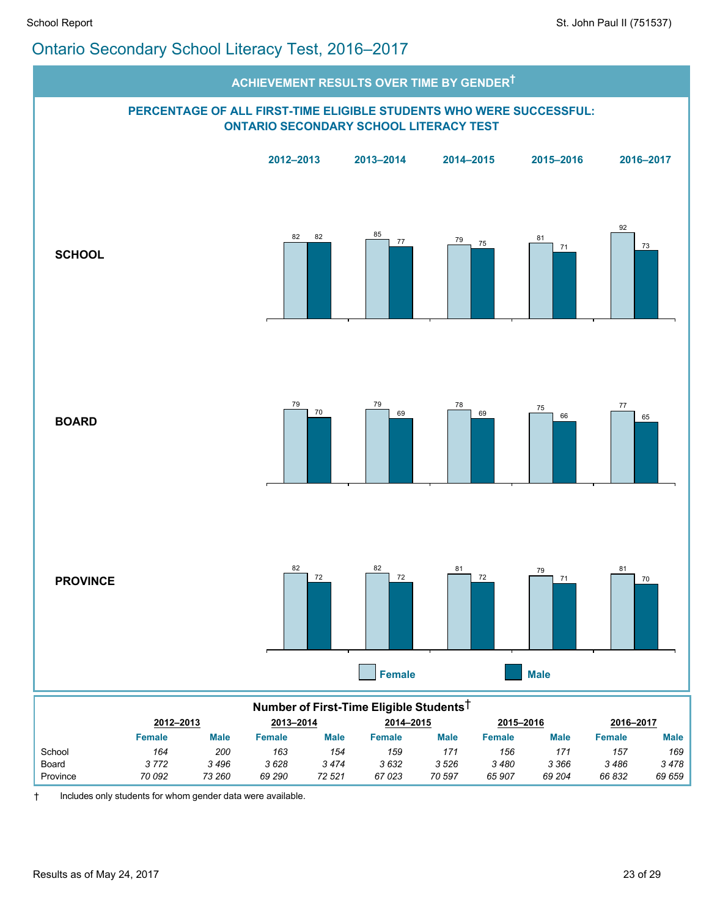# Ontario Secondary School Literacy Test, 2016–2017

## ACHIEVEMENT RESULTS OVER TIME BY GENDER†

### PERCENTAGE OF ALL FIRST-TIME ELIGIBLE STUDENTS WHO WERE SUCCESSFUL: ONTARIO SECONDARY SCHOOL LITERACY TEST

| | 2012–2013 | | 2013–2014 | | 2014–2015 | | 2015–2016 | | 2016–2017 | |
|---|---|---|---|---|---|---|---|---|---|---|
| | Female | Male | Female | Male | Female | Male | Female | Male | Female | Male |
| **SCHOOL** | 82 | 82 | 85 | 77 | 79 | 75 | 81 | 71 | 92 | 73 |
| **BOARD** | 79 | 70 | 79 | 69 | 78 | 69 | 75 | 66 | 77 | 65 |
| **PROVINCE** | 82 | 72 | 82 | 72 | 81 | 72 | 79 | 71 | 81 | 70 |

### Number of First-Time Eligible Students†

| | 2012–2013 | | 2013–2014 | | 2014–2015 | | 2015–2016 | | 2016–2017 | |
|---|---|---|---|---|---|---|---|---|---|---|
| | Female | Male | Female | Male | Female | Male | Female | Male | Female | Male |
| School | *164* | *200* | *163* | *154* | *159* | *171* | *156* | *171* | *157* | *169* |
| Board | *3 772* | *3 496* | *3 628* | *3 474* | *3 632* | *3 526* | *3 480* | *3 366* | *3 486* | *3 478* |
| Province | *70 092* | *73 260* | *69 290* | *72 521* | *67 023* | *70 597* | *65 907* | *69 204* | *66 832* | *69 659* |

† Includes only students for whom gender data were available.

Results as of May 24, 2017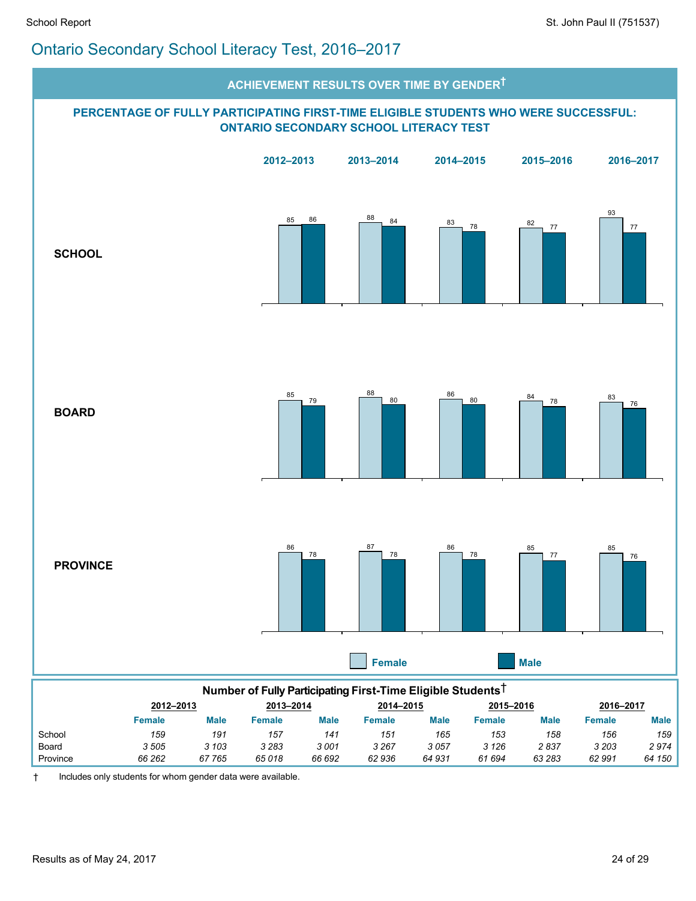# Ontario Secondary School Literacy Test, 2016–2017

## ACHIEVEMENT RESULTS OVER TIME BY GENDER†

### PERCENTAGE OF FULLY PARTICIPATING FIRST-TIME ELIGIBLE STUDENTS WHO WERE SUCCESSFUL: ONTARIO SECONDARY SCHOOL LITERACY TEST

| | 2012–2013 | | 2013–2014 | | 2014–2015 | | 2015–2016 | | 2016–2017 | |
|---|---|---|---|---|---|---|---|---|---|---|
| | Female | Male | Female | Male | Female | Male | Female | Male | Female | Male |
| **SCHOOL** | 85 | 86 | 88 | 84 | 83 | 78 | 82 | 77 | 93 | 77 |
| **BOARD** | 85 | 79 | 88 | 80 | 86 | 80 | 84 | 78 | 83 | 76 |
| **PROVINCE** | 86 | 78 | 87 | 78 | 86 | 78 | 85 | 77 | 85 | 76 |

### Number of Fully Participating First-Time Eligible Students†

| | 2012–2013 | | 2013–2014 | | 2014–2015 | | 2015–2016 | | 2016–2017 | |
|---|---|---|---|---|---|---|---|---|---|---|
| | Female | Male | Female | Male | Female | Male | Female | Male | Female | Male |
| School | *159* | *191* | *157* | *141* | *151* | *165* | *153* | *158* | *156* | *159* |
| Board | *3 505* | *3 103* | *3 283* | *3 001* | *3 267* | *3 057* | *3 126* | *2 837* | *3 203* | *2 974* |
| Province | *66 262* | *67 765* | *65 018* | *66 692* | *62 936* | *64 931* | *61 694* | *63 283* | *62 991* | *64 150* |

† Includes only students for whom gender data were available.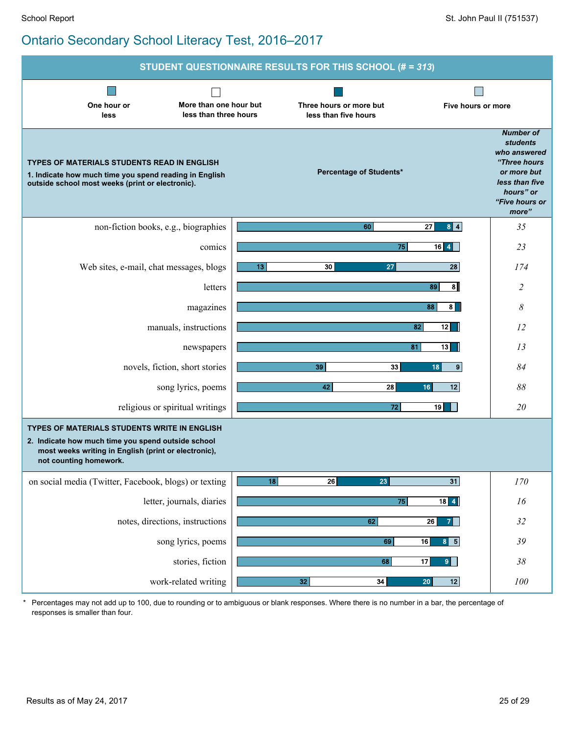## Ontario Secondary School Literacy Test, 2016–2017

**STUDENT QUESTIONNAIRE RESULTS FOR THIS SCHOOL (# = *313*)**

Legend: One hour or less | More than one hour but less than three hours | Three hours or more but less than five hours | Five hours or more

**TYPES OF MATERIALS STUDENTS READ IN ENGLISH**

**1. Indicate how much time you spend reading in English outside school most weeks (print or electronic).**

| Material | One hour or less | More than one hour but less than three hours | Three hours or more but less than five hours | Five hours or more | *Number of students who answered "Three hours or more but less than five hours" or "Five hours or more"* |
|---|---|---|---|---|---|
| non-fiction books, e.g., biographies | 60 | 27 | 8 | 4 | *35* |
| comics | 75 | 16 | 4 | | *23* |
| Web sites, e-mail, chat messages, blogs | 13 | 30 | 27 | 28 | *174* |
| letters | 89 | 8 | | | *2* |
| magazines | 88 | 8 | | | *8* |
| manuals, instructions | 82 | 12 | | | *12* |
| newspapers | 81 | 13 | | | *13* |
| novels, fiction, short stories | 39 | 33 | 18 | 9 | *84* |
| song lyrics, poems | 42 | 28 | 16 | 12 | *88* |
| religious or spiritual writings | 72 | 19 | | | *20* |

**TYPES OF MATERIALS STUDENTS WRITE IN ENGLISH**

**2. Indicate how much time you spend outside school most weeks writing in English (print or electronic), not counting homework.**

| Material | One hour or less | More than one hour but less than three hours | Three hours or more but less than five hours | Five hours or more | *Number of students who answered "Three hours or more but less than five hours" or "Five hours or more"* |
|---|---|---|---|---|---|
| on social media (Twitter, Facebook, blogs) or texting | 18 | 26 | 23 | 31 | *170* |
| letter, journals, diaries | 75 | 18 | 4 | | *16* |
| notes, directions, instructions | 62 | 26 | 7 | | *32* |
| song lyrics, poems | 69 | 16 | 8 | 5 | *39* |
| stories, fiction | 68 | 17 | 9 | | *38* |
| work-related writing | 32 | 34 | 20 | 12 | *100* |

\* Percentages may not add up to 100, due to rounding or to ambiguous or blank responses. Where there is no number in a bar, the percentage of responses is smaller than four.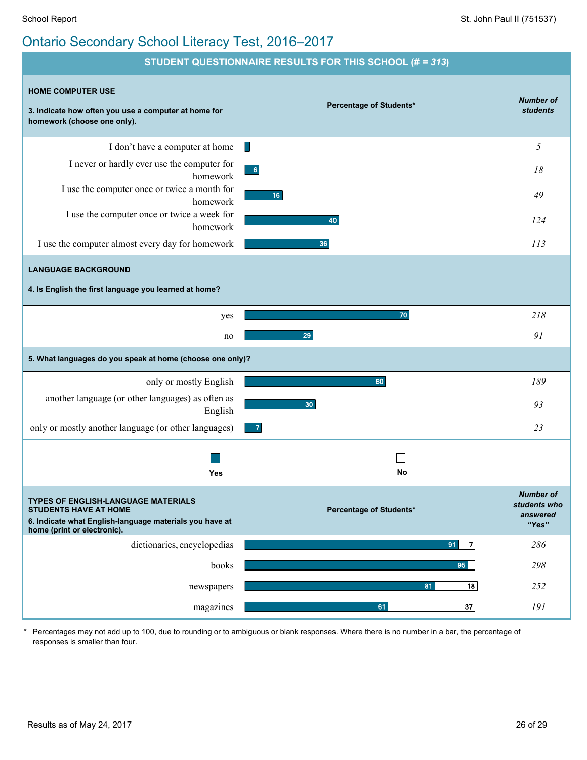## Ontario Secondary School Literacy Test, 2016–2017

### STUDENT QUESTIONNAIRE RESULTS FOR THIS SCHOOL (# = *313*)

**HOME COMPUTER USE**

**3. Indicate how often you use a computer at home for homework (choose one only).**

| | Percentage of Students* | *Number of students* |
|---|---|---|
| I don't have a computer at home | | *5* |
| I never or hardly ever use the computer for homework | 6 | *18* |
| I use the computer once or twice a month for homework | 16 | *49* |
| I use the computer once or twice a week for homework | 40 | *124* |
| I use the computer almost every day for homework | 36 | *113* |

**LANGUAGE BACKGROUND**

**4. Is English the first language you learned at home?**

| | Percentage of Students* | *Number of students* |
|---|---|---|
| yes | 70 | *218* |
| no | 29 | *91* |

**5. What languages do you speak at home (choose one only)?**

| | Percentage of Students* | *Number of students* |
|---|---|---|
| only or mostly English | 60 | *189* |
| another language (or other languages) as often as English | 30 | *93* |
| only or mostly another language (or other languages) | 7 | *23* |

**TYPES OF ENGLISH-LANGUAGE MATERIALS STUDENTS HAVE AT HOME**

**6. Indicate what English-language materials you have at home (print or electronic).**

| | Percentage of Students* (Yes) | Percentage of Students* (No) | *Number of students who answered "Yes"* |
|---|---|---|---|
| dictionaries, encyclopedias | 91 | 7 | *286* |
| books | 95 | | *298* |
| newspapers | 81 | 18 | *252* |
| magazines | 61 | 37 | *191* |

\* Percentages may not add up to 100, due to rounding or to ambiguous or blank responses. Where there is no number in a bar, the percentage of responses is smaller than four.

Results as of May 24, 2017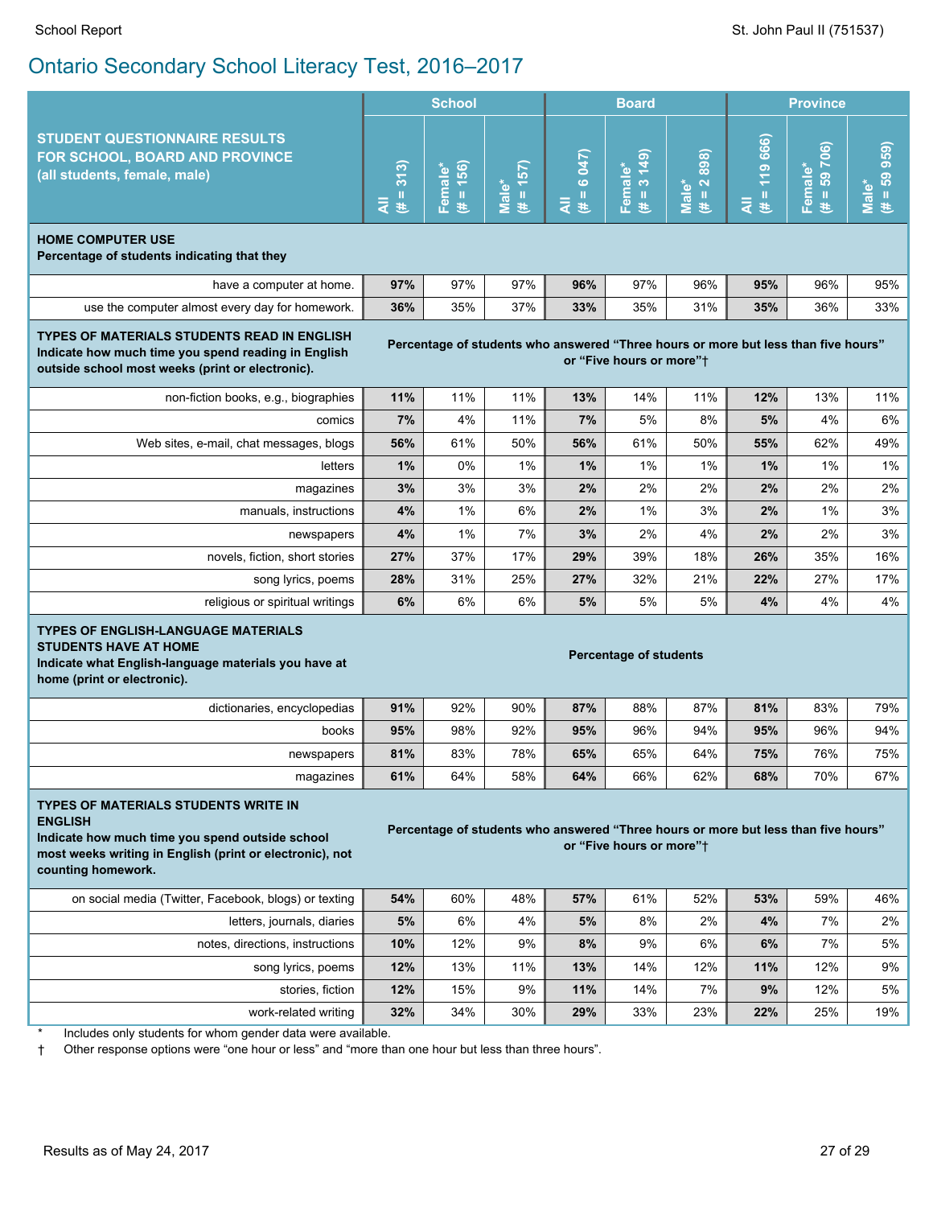# Ontario Secondary School Literacy Test, 2016–2017

| STUDENT QUESTIONNAIRE RESULTS FOR SCHOOL, BOARD AND PROVINCE (all students, female, male) | School | | | Board | | | Province | | |
|---|---|---|---|---|---|---|---|---|---|
| | All (# = 313) | Female* (# = 156) | Male* (# = 157) | All (# = 6 047) | Female* (# = 3 149) | Male* (# = 2 898) | All (# = 119 666) | Female* (# = 59 706) | Male* (# = 59 959) |
| **HOME COMPUTER USE** **Percentage of students indicating that they** | | | | | | | | | |
| have a computer at home. | **97%** | 97% | 97% | **96%** | 97% | 96% | **95%** | 96% | 95% |
| use the computer almost every day for homework. | **36%** | 35% | 37% | **33%** | 35% | 31% | **35%** | 36% | 33% |
| **TYPES OF MATERIALS STUDENTS READ IN ENGLISH** **Indicate how much time you spend reading in English outside school most weeks (print or electronic).** | **Percentage of students who answered “Three hours or more but less than five hours” or “Five hours or more”†** | | | | | | | | |
| non-fiction books, e.g., biographies | **11%** | 11% | 11% | **13%** | 14% | 11% | **12%** | 13% | 11% |
| comics | **7%** | 4% | 11% | **7%** | 5% | 8% | **5%** | 4% | 6% |
| Web sites, e-mail, chat messages, blogs | **56%** | 61% | 50% | **56%** | 61% | 50% | **55%** | 62% | 49% |
| letters | **1%** | 0% | 1% | **1%** | 1% | 1% | **1%** | 1% | 1% |
| magazines | **3%** | 3% | 3% | **2%** | 2% | 2% | **2%** | 2% | 2% |
| manuals, instructions | **4%** | 1% | 6% | **2%** | 1% | 3% | **2%** | 1% | 3% |
| newspapers | **4%** | 1% | 7% | **3%** | 2% | 4% | **2%** | 2% | 3% |
| novels, fiction, short stories | **27%** | 37% | 17% | **29%** | 39% | 18% | **26%** | 35% | 16% |
| song lyrics, poems | **28%** | 31% | 25% | **27%** | 32% | 21% | **22%** | 27% | 17% |
| religious or spiritual writings | **6%** | 6% | 6% | **5%** | 5% | 5% | **4%** | 4% | 4% |
| **TYPES OF ENGLISH-LANGUAGE MATERIALS STUDENTS HAVE AT HOME** **Indicate what English-language materials you have at home (print or electronic).** | **Percentage of students** | | | | | | | | |
| dictionaries, encyclopedias | **91%** | 92% | 90% | **87%** | 88% | 87% | **81%** | 83% | 79% |
| books | **95%** | 98% | 92% | **95%** | 96% | 94% | **95%** | 96% | 94% |
| newspapers | **81%** | 83% | 78% | **65%** | 65% | 64% | **75%** | 76% | 75% |
| magazines | **61%** | 64% | 58% | **64%** | 66% | 62% | **68%** | 70% | 67% |
| **TYPES OF MATERIALS STUDENTS WRITE IN ENGLISH** **Indicate how much time you spend outside school most weeks writing in English (print or electronic), not counting homework.** | **Percentage of students who answered “Three hours or more but less than five hours” or “Five hours or more”†** | | | | | | | | |
| on social media (Twitter, Facebook, blogs) or texting | **54%** | 60% | 48% | **57%** | 61% | 52% | **53%** | 59% | 46% |
| letters, journals, diaries | **5%** | 6% | 4% | **5%** | 8% | 2% | **4%** | 7% | 2% |
| notes, directions, instructions | **10%** | 12% | 9% | **8%** | 9% | 6% | **6%** | 7% | 5% |
| song lyrics, poems | **12%** | 13% | 11% | **13%** | 14% | 12% | **11%** | 12% | 9% |
| stories, fiction | **12%** | 15% | 9% | **11%** | 14% | 7% | **9%** | 12% | 5% |
| work-related writing | **32%** | 34% | 30% | **29%** | 33% | 23% | **22%** | 25% | 19% |

\* Includes only students for whom gender data were available.

† Other response options were “one hour or less” and “more than one hour but less than three hours”.

Results as of May 24, 2017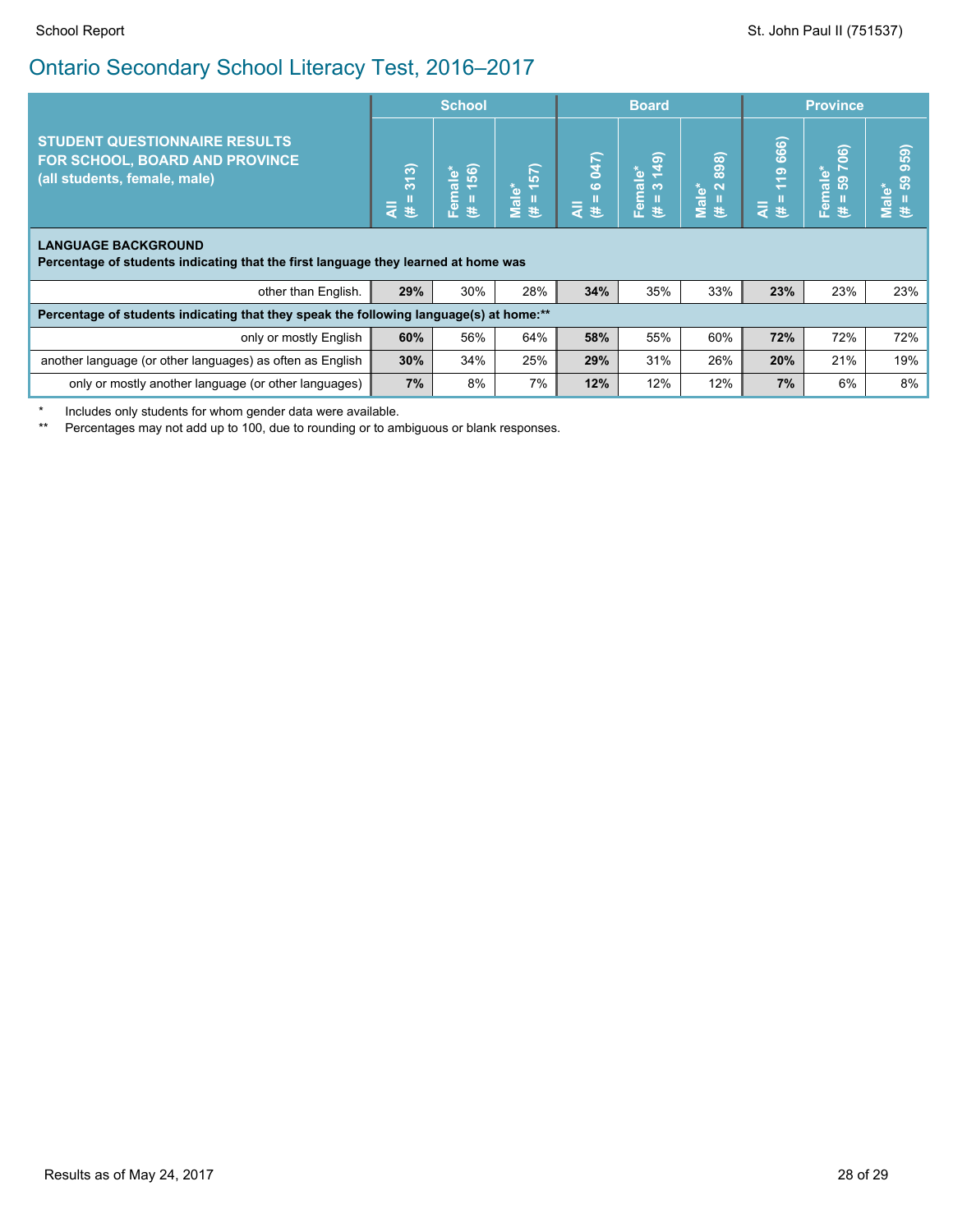# Ontario Secondary School Literacy Test, 2016–2017

| STUDENT QUESTIONNAIRE RESULTS FOR SCHOOL, BOARD AND PROVINCE (all students, female, male) | School | | | Board | | | Province | | |
|---|---|---|---|---|---|---|---|---|---|
| | All (# = 313) | Female* (# = 156) | Male* (# = 157) | All (# = 6 047) | Female* (# = 3 149) | Male* (# = 2 898) | All (# = 119 666) | Female* (# = 59 706) | Male* (# = 59 959) |
| **LANGUAGE BACKGROUND** **Percentage of students indicating that the first language they learned at home was** | | | | | | | | | |
| other than English. | **29%** | 30% | 28% | **34%** | 35% | 33% | **23%** | 23% | 23% |
| **Percentage of students indicating that they speak the following language(s) at home:**** | | | | | | | | | |
| only or mostly English | **60%** | 56% | 64% | **58%** | 55% | 60% | **72%** | 72% | 72% |
| another language (or other languages) as often as English | **30%** | 34% | 25% | **29%** | 31% | 26% | **20%** | 21% | 19% |
| only or mostly another language (or other languages) | **7%** | 8% | 7% | **12%** | 12% | 12% | **7%** | 6% | 8% |

\* Includes only students for whom gender data were available.

** Percentages may not add up to 100, due to rounding or to ambiguous or blank responses.

Results as of May 24, 2017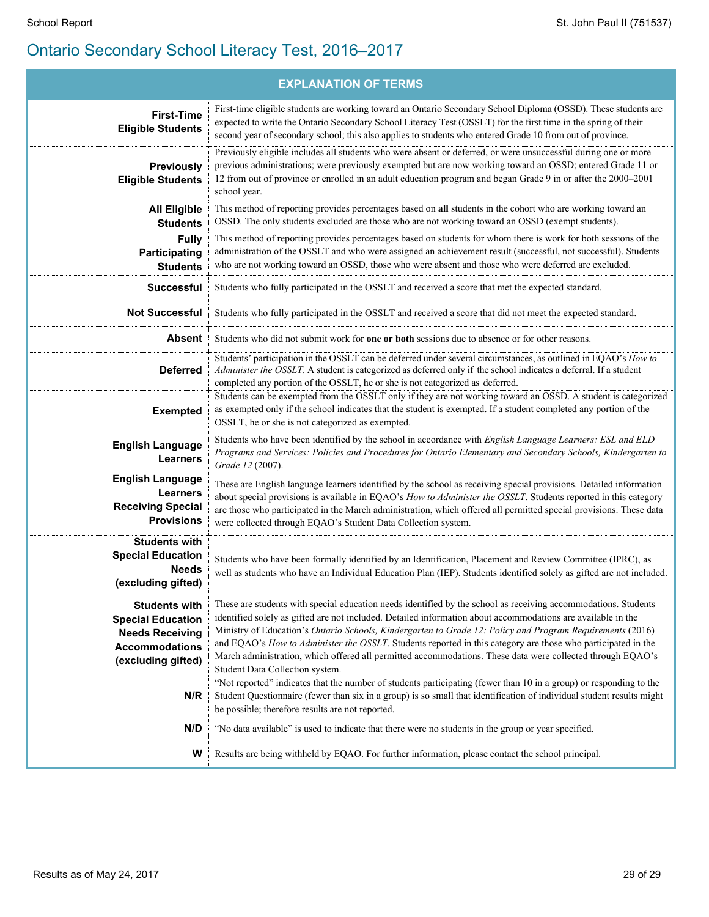# Ontario Secondary School Literacy Test, 2016–2017

| EXPLANATION OF TERMS | |
|---|---|
| **First-Time Eligible Students** | First-time eligible students are working toward an Ontario Secondary School Diploma (OSSD). These students are expected to write the Ontario Secondary School Literacy Test (OSSLT) for the first time in the spring of their second year of secondary school; this also applies to students who entered Grade 10 from out of province. |
| **Previously Eligible Students** | Previously eligible includes all students who were absent or deferred, or were unsuccessful during one or more previous administrations; were previously exempted but are now working toward an OSSD; entered Grade 11 or 12 from out of province or enrolled in an adult education program and began Grade 9 in or after the 2000–2001 school year. |
| **All Eligible Students** | This method of reporting provides percentages based on **all** students in the cohort who are working toward an OSSD. The only students excluded are those who are not working toward an OSSD (exempt students). |
| **Fully Participating Students** | This method of reporting provides percentages based on students for whom there is work for both sessions of the administration of the OSSLT and who were assigned an achievement result (successful, not successful). Students who are not working toward an OSSD, those who were absent and those who were deferred are excluded. |
| **Successful** | Students who fully participated in the OSSLT and received a score that met the expected standard. |
| **Not Successful** | Students who fully participated in the OSSLT and received a score that did not meet the expected standard. |
| **Absent** | Students who did not submit work for **one or both** sessions due to absence or for other reasons. |
| **Deferred** | Students' participation in the OSSLT can be deferred under several circumstances, as outlined in EQAO's *How to Administer the OSSLT*. A student is categorized as deferred only if the school indicates a deferral. If a student completed any portion of the OSSLT, he or she is not categorized as deferred. |
| **Exempted** | Students can be exempted from the OSSLT only if they are not working toward an OSSD. A student is categorized as exempted only if the school indicates that the student is exempted. If a student completed any portion of the OSSLT, he or she is not categorized as exempted. |
| **English Language Learners** | Students who have been identified by the school in accordance with *English Language Learners: ESL and ELD Programs and Services: Policies and Procedures for Ontario Elementary and Secondary Schools, Kindergarten to Grade 12* (2007). |
| **English Language Learners Receiving Special Provisions** | These are English language learners identified by the school as receiving special provisions. Detailed information about special provisions is available in EQAO's *How to Administer the OSSLT*. Students reported in this category are those who participated in the March administration, which offered all permitted special provisions. These data were collected through EQAO's Student Data Collection system. |
| **Students with Special Education Needs (excluding gifted)** | Students who have been formally identified by an Identification, Placement and Review Committee (IPRC), as well as students who have an Individual Education Plan (IEP). Students identified solely as gifted are not included. |
| **Students with Special Education Needs Receiving Accommodations (excluding gifted)** | These are students with special education needs identified by the school as receiving accommodations. Students identified solely as gifted are not included. Detailed information about accommodations are available in the Ministry of Education's *Ontario Schools, Kindergarten to Grade 12: Policy and Program Requirements* (2016) and EQAO's *How to Administer the OSSLT*. Students reported in this category are those who participated in the March administration, which offered all permitted accommodations. These data were collected through EQAO's Student Data Collection system. |
| **N/R** | "Not reported" indicates that the number of students participating (fewer than 10 in a group) or responding to the Student Questionnaire (fewer than six in a group) is so small that identification of individual student results might be possible; therefore results are not reported. |
| **N/D** | "No data available" is used to indicate that there were no students in the group or year specified. |
| **W** | Results are being withheld by EQAO. For further information, please contact the school principal. |

Results as of May 24, 2017